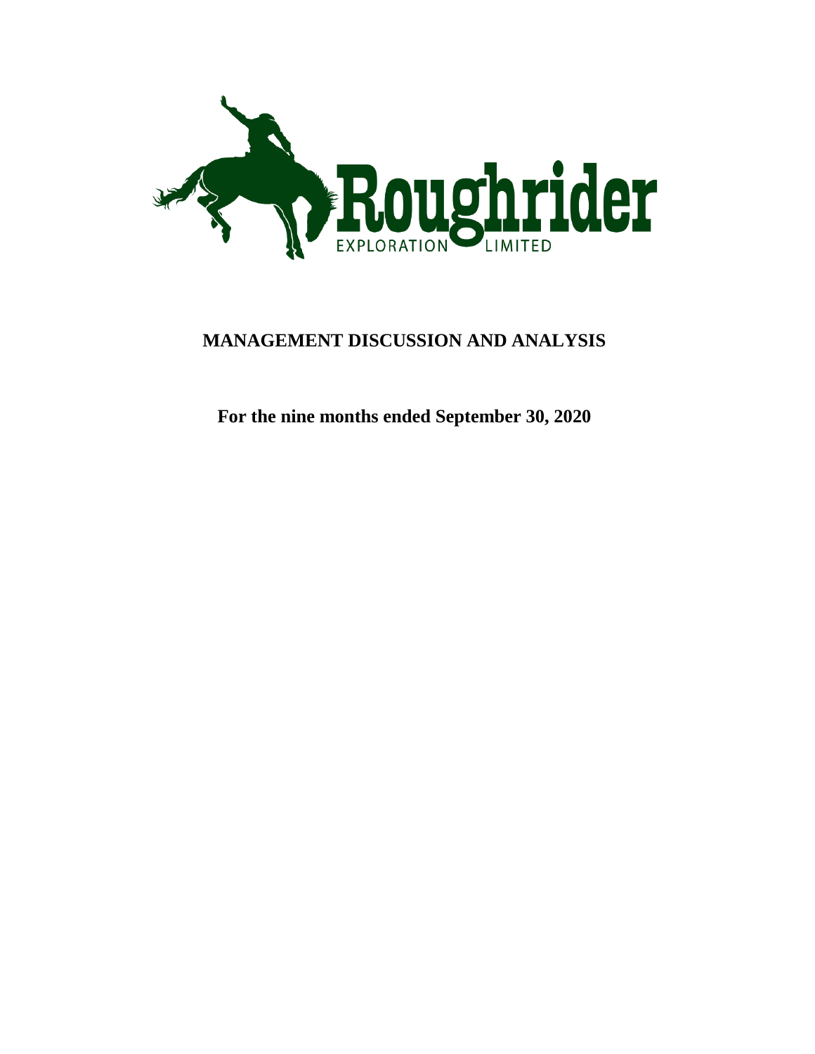# MANAGEMENT DISCUSSION AND ANALYSIS

**For the nine months ended September 30, 2020**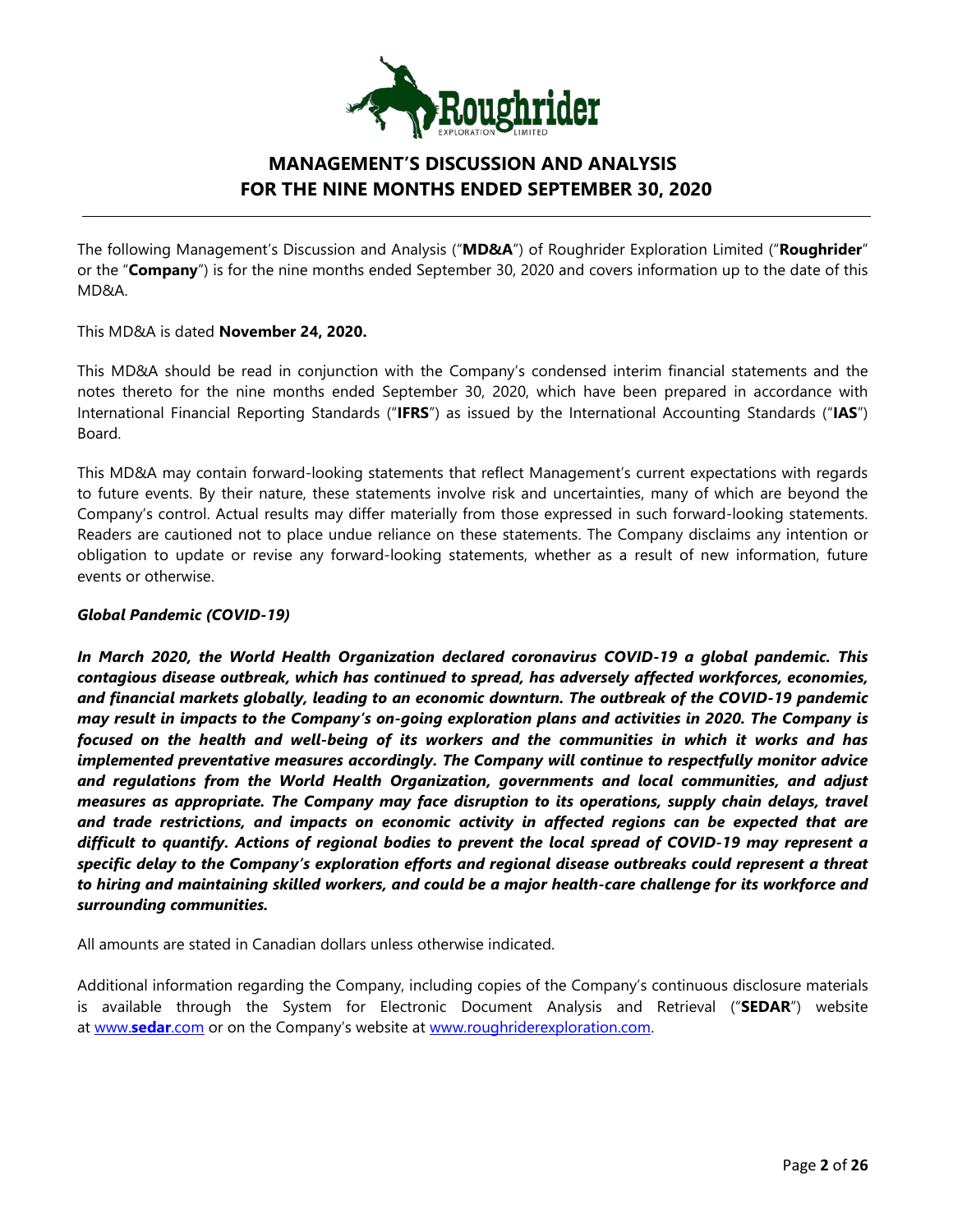# MANAGEMENT'S DISCUSSION AND ANALYSIS FOR THE NINE MONTHS ENDED SEPTEMBER 30, 2020

The following Management's Discussion and Analysis ("**MD&A**") of Roughrider Exploration Limited ("**Roughrider**" or the "**Company**") is for the nine months ended September 30, 2020 and covers information up to the date of this MD&A.

This MD&A is dated **November 24, 2020.**

This MD&A should be read in conjunction with the Company's condensed interim financial statements and the notes thereto for the nine months ended September 30, 2020, which have been prepared in accordance with International Financial Reporting Standards ("**IFRS**") as issued by the International Accounting Standards ("**IAS**") Board.

This MD&A may contain forward-looking statements that reflect Management's current expectations with regards to future events. By their nature, these statements involve risk and uncertainties, many of which are beyond the Company's control. Actual results may differ materially from those expressed in such forward-looking statements. Readers are cautioned not to place undue reliance on these statements. The Company disclaims any intention or obligation to update or revise any forward-looking statements, whether as a result of new information, future events or otherwise.

***Global Pandemic (COVID-19)***

***In March 2020, the World Health Organization declared coronavirus COVID-19 a global pandemic. This contagious disease outbreak, which has continued to spread, has adversely affected workforces, economies, and financial markets globally, leading to an economic downturn. The outbreak of the COVID-19 pandemic may result in impacts to the Company's on-going exploration plans and activities in 2020. The Company is focused on the health and well-being of its workers and the communities in which it works and has implemented preventative measures accordingly. The Company will continue to respectfully monitor advice and regulations from the World Health Organization, governments and local communities, and adjust measures as appropriate. The Company may face disruption to its operations, supply chain delays, travel and trade restrictions, and impacts on economic activity in affected regions can be expected that are difficult to quantify. Actions of regional bodies to prevent the local spread of COVID-19 may represent a specific delay to the Company's exploration efforts and regional disease outbreaks could represent a threat to hiring and maintaining skilled workers, and could be a major health-care challenge for its workforce and surrounding communities.***

All amounts are stated in Canadian dollars unless otherwise indicated.

Additional information regarding the Company, including copies of the Company's continuous disclosure materials is available through the System for Electronic Document Analysis and Retrieval ("**SEDAR**") website at [www.**sedar**.com](http://www.sedar.com) or on the Company's website at [www.roughriderexploration.com](http://www.roughriderexploration.com).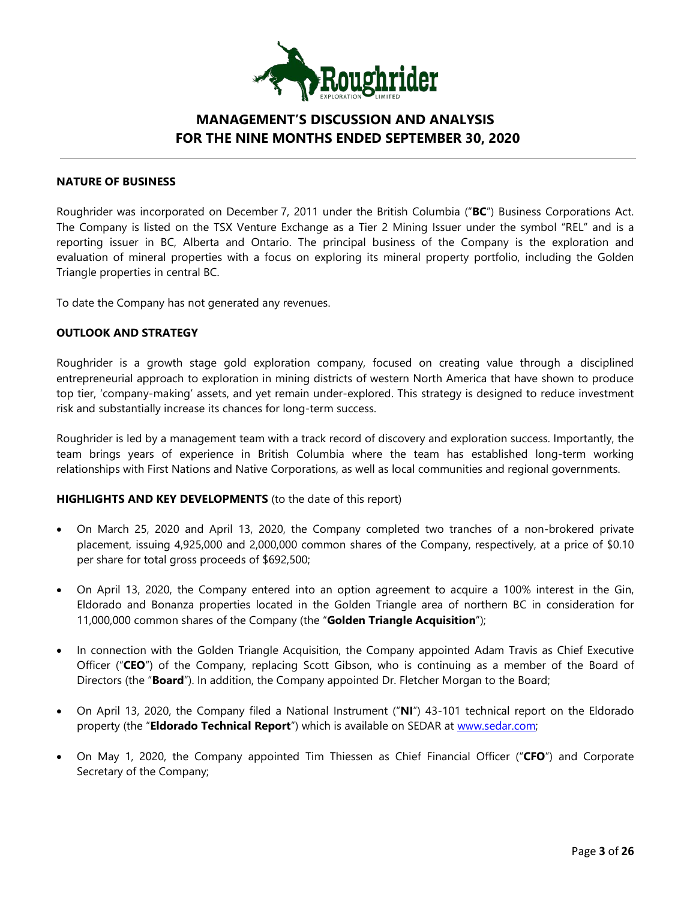# MANAGEMENT'S DISCUSSION AND ANALYSIS FOR THE NINE MONTHS ENDED SEPTEMBER 30, 2020

## NATURE OF BUSINESS

Roughrider was incorporated on December 7, 2011 under the British Columbia ("**BC**") Business Corporations Act. The Company is listed on the TSX Venture Exchange as a Tier 2 Mining Issuer under the symbol "REL" and is a reporting issuer in BC, Alberta and Ontario. The principal business of the Company is the exploration and evaluation of mineral properties with a focus on exploring its mineral property portfolio, including the Golden Triangle properties in central BC.

To date the Company has not generated any revenues.

## OUTLOOK AND STRATEGY

Roughrider is a growth stage gold exploration company, focused on creating value through a disciplined entrepreneurial approach to exploration in mining districts of western North America that have shown to produce top tier, 'company-making' assets, and yet remain under-explored. This strategy is designed to reduce investment risk and substantially increase its chances for long-term success.

Roughrider is led by a management team with a track record of discovery and exploration success. Importantly, the team brings years of experience in British Columbia where the team has established long-term working relationships with First Nations and Native Corporations, as well as local communities and regional governments.

## HIGHLIGHTS AND KEY DEVELOPMENTS (to the date of this report)

- On March 25, 2020 and April 13, 2020, the Company completed two tranches of a non-brokered private placement, issuing 4,925,000 and 2,000,000 common shares of the Company, respectively, at a price of $0.10 per share for total gross proceeds of $692,500;
- On April 13, 2020, the Company entered into an option agreement to acquire a 100% interest in the Gin, Eldorado and Bonanza properties located in the Golden Triangle area of northern BC in consideration for 11,000,000 common shares of the Company (the "**Golden Triangle Acquisition**");
- In connection with the Golden Triangle Acquisition, the Company appointed Adam Travis as Chief Executive Officer ("**CEO**") of the Company, replacing Scott Gibson, who is continuing as a member of the Board of Directors (the "**Board**"). In addition, the Company appointed Dr. Fletcher Morgan to the Board;
- On April 13, 2020, the Company filed a National Instrument ("**NI**") 43-101 technical report on the Eldorado property (the "**Eldorado Technical Report**") which is available on SEDAR at www.sedar.com;
- On May 1, 2020, the Company appointed Tim Thiessen as Chief Financial Officer ("**CFO**") and Corporate Secretary of the Company;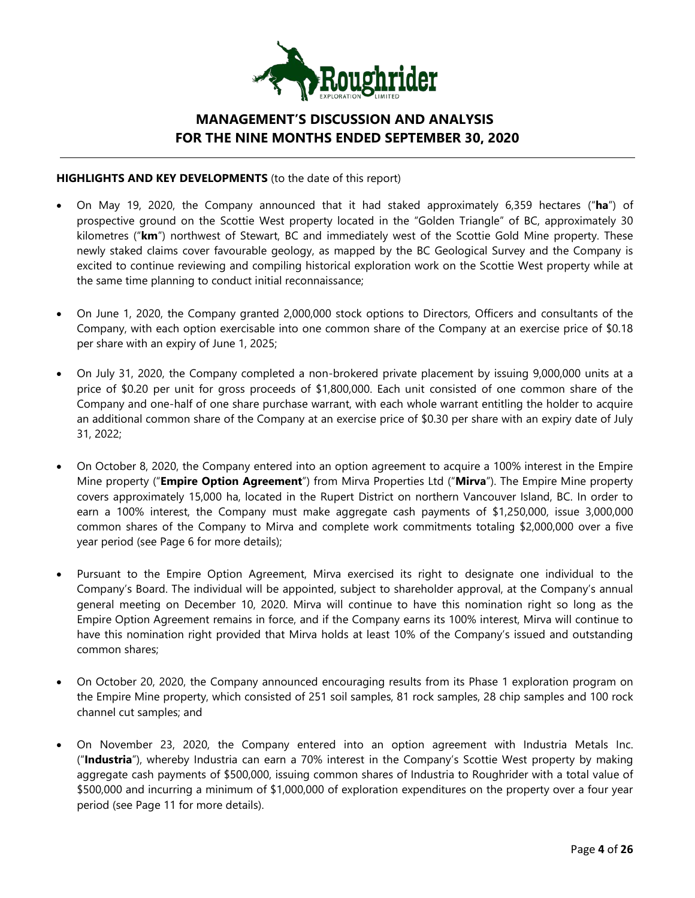# MANAGEMENT'S DISCUSSION AND ANALYSIS FOR THE NINE MONTHS ENDED SEPTEMBER 30, 2020

**HIGHLIGHTS AND KEY DEVELOPMENTS** (to the date of this report)

- On May 19, 2020, the Company announced that it had staked approximately 6,359 hectares ("**ha**") of prospective ground on the Scottie West property located in the "Golden Triangle" of BC, approximately 30 kilometres ("**km**") northwest of Stewart, BC and immediately west of the Scottie Gold Mine property. These newly staked claims cover favourable geology, as mapped by the BC Geological Survey and the Company is excited to continue reviewing and compiling historical exploration work on the Scottie West property while at the same time planning to conduct initial reconnaissance;

- On June 1, 2020, the Company granted 2,000,000 stock options to Directors, Officers and consultants of the Company, with each option exercisable into one common share of the Company at an exercise price of $0.18 per share with an expiry of June 1, 2025;

- On July 31, 2020, the Company completed a non-brokered private placement by issuing 9,000,000 units at a price of $0.20 per unit for gross proceeds of $1,800,000. Each unit consisted of one common share of the Company and one-half of one share purchase warrant, with each whole warrant entitling the holder to acquire an additional common share of the Company at an exercise price of $0.30 per share with an expiry date of July 31, 2022;

- On October 8, 2020, the Company entered into an option agreement to acquire a 100% interest in the Empire Mine property ("**Empire Option Agreement**") from Mirva Properties Ltd ("**Mirva**"). The Empire Mine property covers approximately 15,000 ha, located in the Rupert District on northern Vancouver Island, BC. In order to earn a 100% interest, the Company must make aggregate cash payments of $1,250,000, issue 3,000,000 common shares of the Company to Mirva and complete work commitments totaling $2,000,000 over a five year period (see Page 6 for more details);

- Pursuant to the Empire Option Agreement, Mirva exercised its right to designate one individual to the Company's Board. The individual will be appointed, subject to shareholder approval, at the Company's annual general meeting on December 10, 2020. Mirva will continue to have this nomination right so long as the Empire Option Agreement remains in force, and if the Company earns its 100% interest, Mirva will continue to have this nomination right provided that Mirva holds at least 10% of the Company's issued and outstanding common shares;

- On October 20, 2020, the Company announced encouraging results from its Phase 1 exploration program on the Empire Mine property, which consisted of 251 soil samples, 81 rock samples, 28 chip samples and 100 rock channel cut samples; and

- On November 23, 2020, the Company entered into an option agreement with Industria Metals Inc. ("**Industria**"), whereby Industria can earn a 70% interest in the Company's Scottie West property by making aggregate cash payments of $500,000, issuing common shares of Industria to Roughrider with a total value of $500,000 and incurring a minimum of $1,000,000 of exploration expenditures on the property over a four year period (see Page 11 for more details).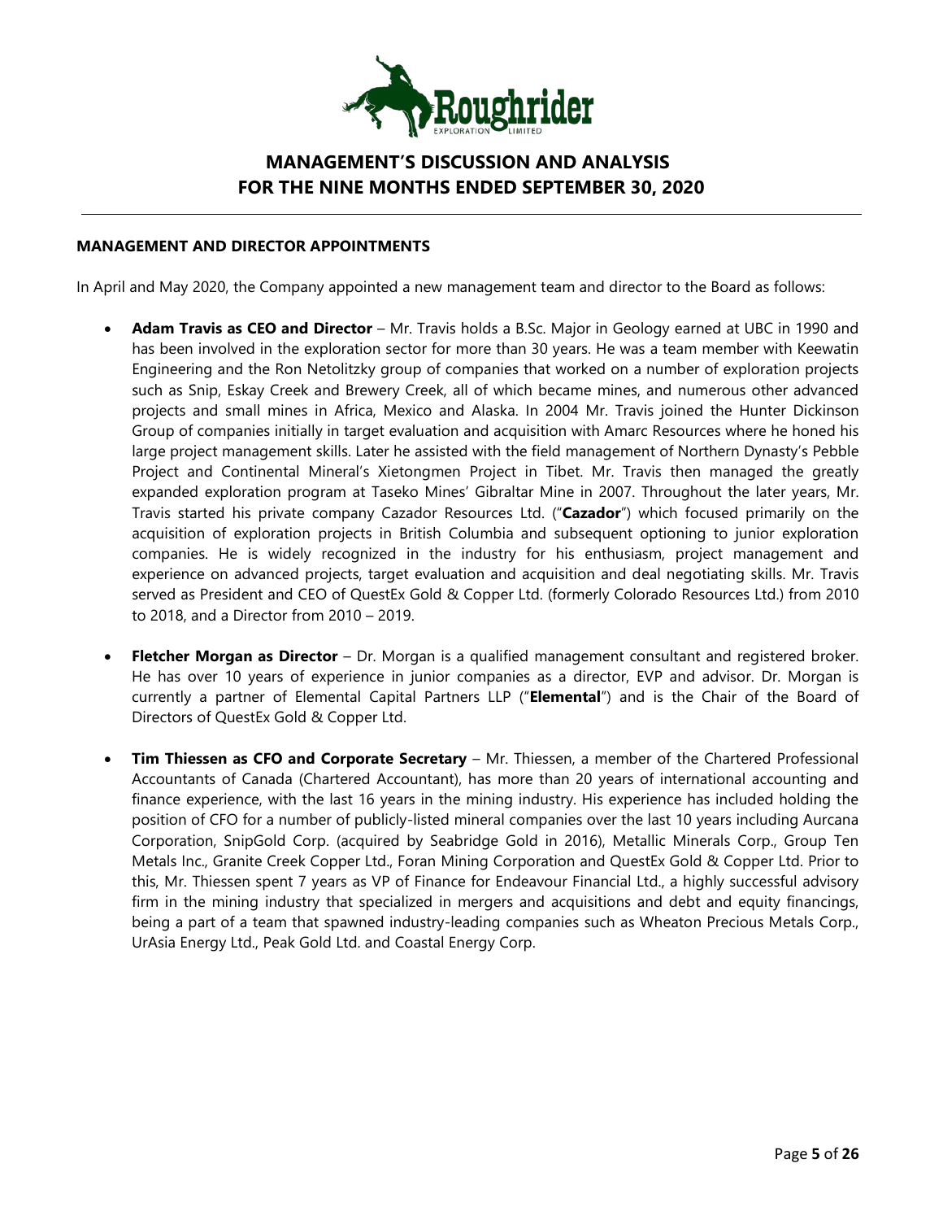## MANAGEMENT AND DIRECTOR APPOINTMENTS

In April and May 2020, the Company appointed a new management team and director to the Board as follows:

- **Adam Travis as CEO and Director** – Mr. Travis holds a B.Sc. Major in Geology earned at UBC in 1990 and has been involved in the exploration sector for more than 30 years. He was a team member with Keewatin Engineering and the Ron Netolitzky group of companies that worked on a number of exploration projects such as Snip, Eskay Creek and Brewery Creek, all of which became mines, and numerous other advanced projects and small mines in Africa, Mexico and Alaska. In 2004 Mr. Travis joined the Hunter Dickinson Group of companies initially in target evaluation and acquisition with Amarc Resources where he honed his large project management skills. Later he assisted with the field management of Northern Dynasty's Pebble Project and Continental Mineral's Xietongmen Project in Tibet. Mr. Travis then managed the greatly expanded exploration program at Taseko Mines' Gibraltar Mine in 2007. Throughout the later years, Mr. Travis started his private company Cazador Resources Ltd. ("**Cazador**") which focused primarily on the acquisition of exploration projects in British Columbia and subsequent optioning to junior exploration companies. He is widely recognized in the industry for his enthusiasm, project management and experience on advanced projects, target evaluation and acquisition and deal negotiating skills. Mr. Travis served as President and CEO of QuestEx Gold & Copper Ltd. (formerly Colorado Resources Ltd.) from 2010 to 2018, and a Director from 2010 – 2019.

- **Fletcher Morgan as Director** – Dr. Morgan is a qualified management consultant and registered broker. He has over 10 years of experience in junior companies as a director, EVP and advisor. Dr. Morgan is currently a partner of Elemental Capital Partners LLP ("**Elemental**") and is the Chair of the Board of Directors of QuestEx Gold & Copper Ltd.

- **Tim Thiessen as CFO and Corporate Secretary** – Mr. Thiessen, a member of the Chartered Professional Accountants of Canada (Chartered Accountant), has more than 20 years of international accounting and finance experience, with the last 16 years in the mining industry. His experience has included holding the position of CFO for a number of publicly-listed mineral companies over the last 10 years including Aurcana Corporation, SnipGold Corp. (acquired by Seabridge Gold in 2016), Metallic Minerals Corp., Group Ten Metals Inc., Granite Creek Copper Ltd., Foran Mining Corporation and QuestEx Gold & Copper Ltd. Prior to this, Mr. Thiessen spent 7 years as VP of Finance for Endeavour Financial Ltd., a highly successful advisory firm in the mining industry that specialized in mergers and acquisitions and debt and equity financings, being a part of a team that spawned industry-leading companies such as Wheaton Precious Metals Corp., UrAsia Energy Ltd., Peak Gold Ltd. and Coastal Energy Corp.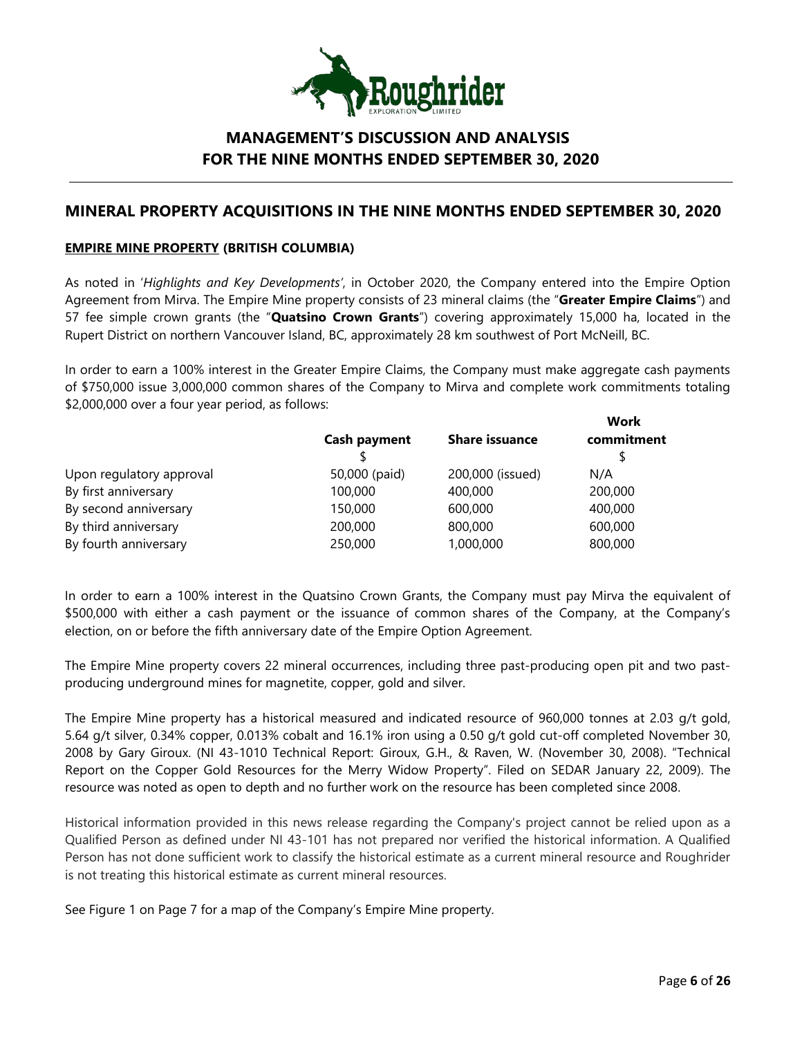## MINERAL PROPERTY ACQUISITIONS IN THE NINE MONTHS ENDED SEPTEMBER 30, 2020

### EMPIRE MINE PROPERTY (BRITISH COLUMBIA)

As noted in '*Highlights and Key Developments*', in October 2020, the Company entered into the Empire Option Agreement from Mirva. The Empire Mine property consists of 23 mineral claims (the "**Greater Empire Claims**") and 57 fee simple crown grants (the "**Quatsino Crown Grants**") covering approximately 15,000 ha, located in the Rupert District on northern Vancouver Island, BC, approximately 28 km southwest of Port McNeill, BC.

In order to earn a 100% interest in the Greater Empire Claims, the Company must make aggregate cash payments of $750,000 issue 3,000,000 common shares of the Company to Mirva and complete work commitments totaling $2,000,000 over a four year period, as follows:

| | Cash payment | Share issuance | Work commitment |
|---|---|---|---|
| | $ | | $ |
| Upon regulatory approval | 50,000 (paid) | 200,000 (issued) | N/A |
| By first anniversary | 100,000 | 400,000 | 200,000 |
| By second anniversary | 150,000 | 600,000 | 400,000 |
| By third anniversary | 200,000 | 800,000 | 600,000 |
| By fourth anniversary | 250,000 | 1,000,000 | 800,000 |

In order to earn a 100% interest in the Quatsino Crown Grants, the Company must pay Mirva the equivalent of $500,000 with either a cash payment or the issuance of common shares of the Company, at the Company's election, on or before the fifth anniversary date of the Empire Option Agreement.

The Empire Mine property covers 22 mineral occurrences, including three past-producing open pit and two past-producing underground mines for magnetite, copper, gold and silver.

The Empire Mine property has a historical measured and indicated resource of 960,000 tonnes at 2.03 g/t gold, 5.64 g/t silver, 0.34% copper, 0.013% cobalt and 16.1% iron using a 0.50 g/t gold cut-off completed November 30, 2008 by Gary Giroux. (NI 43-1010 Technical Report: Giroux, G.H., & Raven, W. (November 30, 2008). "Technical Report on the Copper Gold Resources for the Merry Widow Property". Filed on SEDAR January 22, 2009). The resource was noted as open to depth and no further work on the resource has been completed since 2008.

Historical information provided in this news release regarding the Company's project cannot be relied upon as a Qualified Person as defined under NI 43-101 has not prepared nor verified the historical information. A Qualified Person has not done sufficient work to classify the historical estimate as a current mineral resource and Roughrider is not treating this historical estimate as current mineral resources.

See Figure 1 on Page 7 for a map of the Company's Empire Mine property.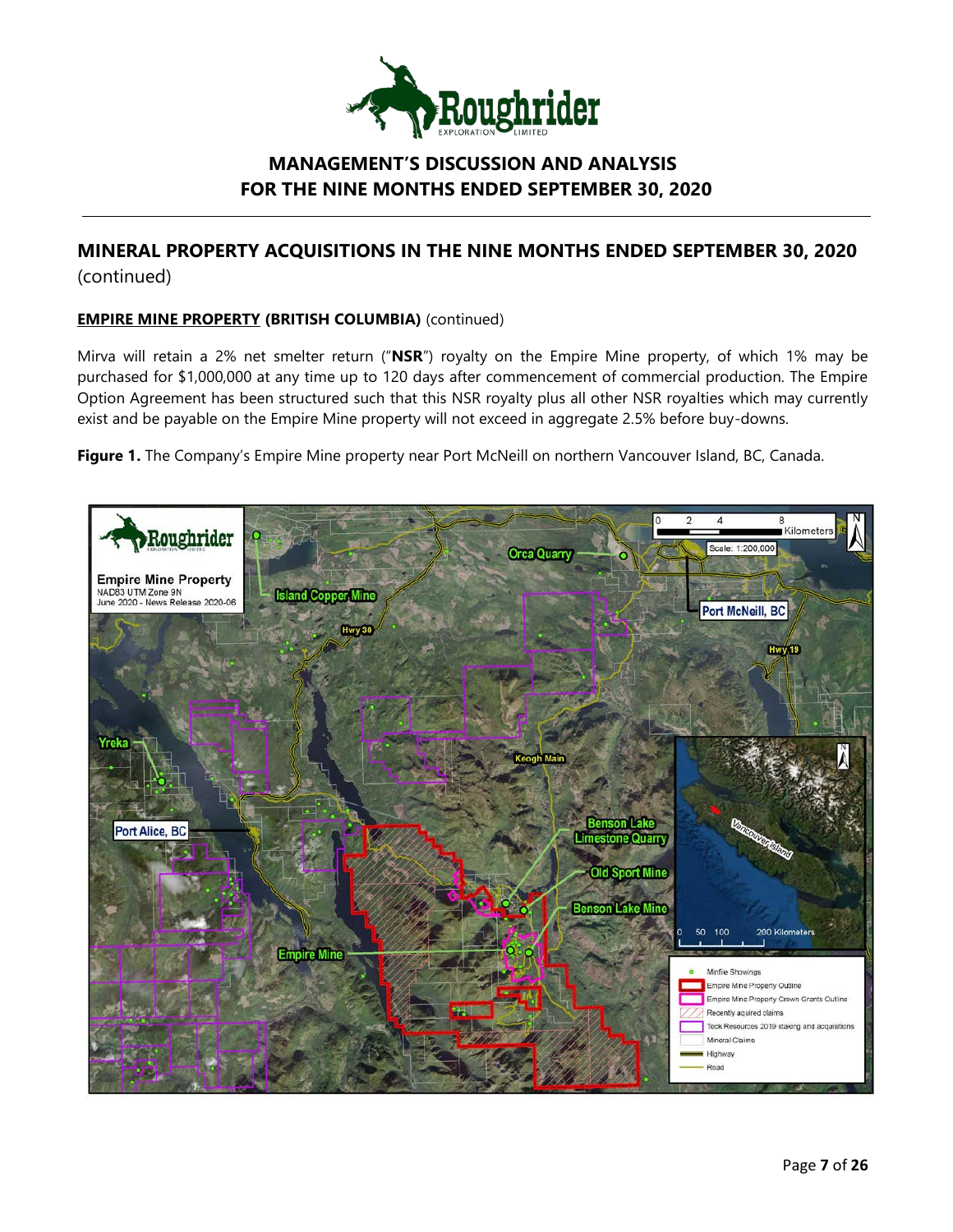## MINERAL PROPERTY ACQUISITIONS IN THE NINE MONTHS ENDED SEPTEMBER 30, 2020 (continued)

### **EMPIRE MINE PROPERTY** (BRITISH COLUMBIA) (continued)

Mirva will retain a 2% net smelter return ("**NSR**") royalty on the Empire Mine property, of which 1% may be purchased for $1,000,000 at any time up to 120 days after commencement of commercial production. The Empire Option Agreement has been structured such that this NSR royalty plus all other NSR royalties which may currently exist and be payable on the Empire Mine property will not exceed in aggregate 2.5% before buy-downs.

**Figure 1.** The Company's Empire Mine property near Port McNeill on northern Vancouver Island, BC, Canada.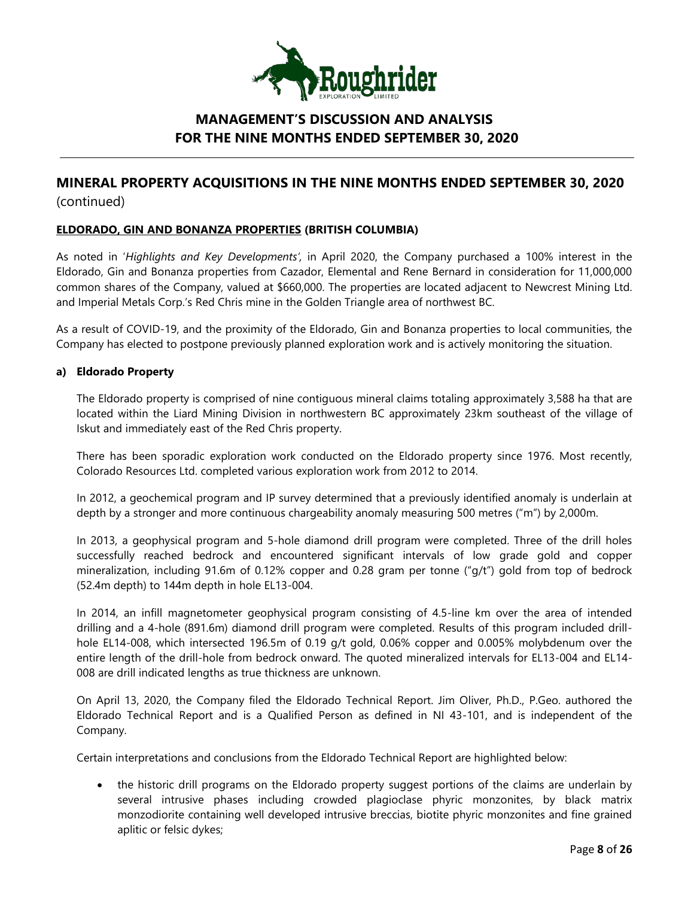## MINERAL PROPERTY ACQUISITIONS IN THE NINE MONTHS ENDED SEPTEMBER 30, 2020 (continued)

**ELDORADO, GIN AND BONANZA PROPERTIES (BRITISH COLUMBIA)**

As noted in '*Highlights and Key Developments'*, in April 2020, the Company purchased a 100% interest in the Eldorado, Gin and Bonanza properties from Cazador, Elemental and Rene Bernard in consideration for 11,000,000 common shares of the Company, valued at $660,000. The properties are located adjacent to Newcrest Mining Ltd. and Imperial Metals Corp.'s Red Chris mine in the Golden Triangle area of northwest BC.

As a result of COVID-19, and the proximity of the Eldorado, Gin and Bonanza properties to local communities, the Company has elected to postpone previously planned exploration work and is actively monitoring the situation.

**a) Eldorado Property**

The Eldorado property is comprised of nine contiguous mineral claims totaling approximately 3,588 ha that are located within the Liard Mining Division in northwestern BC approximately 23km southeast of the village of Iskut and immediately east of the Red Chris property.

There has been sporadic exploration work conducted on the Eldorado property since 1976. Most recently, Colorado Resources Ltd. completed various exploration work from 2012 to 2014.

In 2012, a geochemical program and IP survey determined that a previously identified anomaly is underlain at depth by a stronger and more continuous chargeability anomaly measuring 500 metres ("m") by 2,000m.

In 2013, a geophysical program and 5-hole diamond drill program were completed. Three of the drill holes successfully reached bedrock and encountered significant intervals of low grade gold and copper mineralization, including 91.6m of 0.12% copper and 0.28 gram per tonne ("g/t") gold from top of bedrock (52.4m depth) to 144m depth in hole EL13-004.

In 2014, an infill magnetometer geophysical program consisting of 4.5-line km over the area of intended drilling and a 4-hole (891.6m) diamond drill program were completed. Results of this program included drill-hole EL14-008, which intersected 196.5m of 0.19 g/t gold, 0.06% copper and 0.005% molybdenum over the entire length of the drill-hole from bedrock onward. The quoted mineralized intervals for EL13-004 and EL14-008 are drill indicated lengths as true thickness are unknown.

On April 13, 2020, the Company filed the Eldorado Technical Report. Jim Oliver, Ph.D., P.Geo. authored the Eldorado Technical Report and is a Qualified Person as defined in NI 43-101, and is independent of the Company.

Certain interpretations and conclusions from the Eldorado Technical Report are highlighted below:

- the historic drill programs on the Eldorado property suggest portions of the claims are underlain by several intrusive phases including crowded plagioclase phyric monzonites, by black matrix monzodiorite containing well developed intrusive breccias, biotite phyric monzonites and fine grained aplitic or felsic dykes;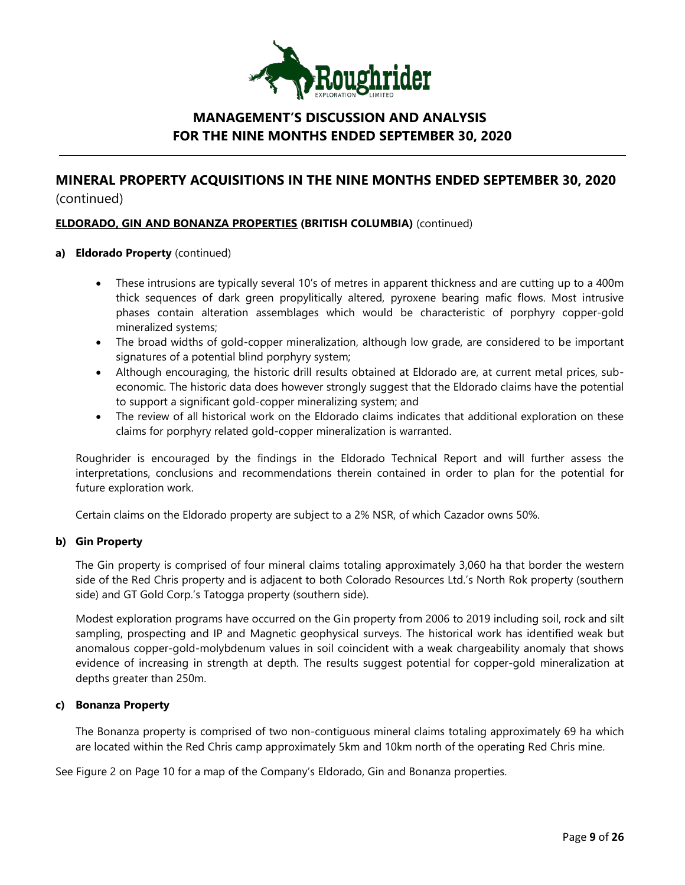## MINERAL PROPERTY ACQUISITIONS IN THE NINE MONTHS ENDED SEPTEMBER 30, 2020 (continued)

**ELDORADO, GIN AND BONANZA PROPERTIES (BRITISH COLUMBIA)** (continued)

**a) Eldorado Property** (continued)

- These intrusions are typically several 10's of metres in apparent thickness and are cutting up to a 400m thick sequences of dark green propylitically altered, pyroxene bearing mafic flows. Most intrusive phases contain alteration assemblages which would be characteristic of porphyry copper-gold mineralized systems;
- The broad widths of gold-copper mineralization, although low grade, are considered to be important signatures of a potential blind porphyry system;
- Although encouraging, the historic drill results obtained at Eldorado are, at current metal prices, sub-economic. The historic data does however strongly suggest that the Eldorado claims have the potential to support a significant gold-copper mineralizing system; and
- The review of all historical work on the Eldorado claims indicates that additional exploration on these claims for porphyry related gold-copper mineralization is warranted.

Roughrider is encouraged by the findings in the Eldorado Technical Report and will further assess the interpretations, conclusions and recommendations therein contained in order to plan for the potential for future exploration work.

Certain claims on the Eldorado property are subject to a 2% NSR, of which Cazador owns 50%.

**b) Gin Property**

The Gin property is comprised of four mineral claims totaling approximately 3,060 ha that border the western side of the Red Chris property and is adjacent to both Colorado Resources Ltd.'s North Rok property (southern side) and GT Gold Corp.'s Tatogga property (southern side).

Modest exploration programs have occurred on the Gin property from 2006 to 2019 including soil, rock and silt sampling, prospecting and IP and Magnetic geophysical surveys. The historical work has identified weak but anomalous copper-gold-molybdenum values in soil coincident with a weak chargeability anomaly that shows evidence of increasing in strength at depth. The results suggest potential for copper-gold mineralization at depths greater than 250m.

**c) Bonanza Property**

The Bonanza property is comprised of two non-contiguous mineral claims totaling approximately 69 ha which are located within the Red Chris camp approximately 5km and 10km north of the operating Red Chris mine.

See Figure 2 on Page 10 for a map of the Company's Eldorado, Gin and Bonanza properties.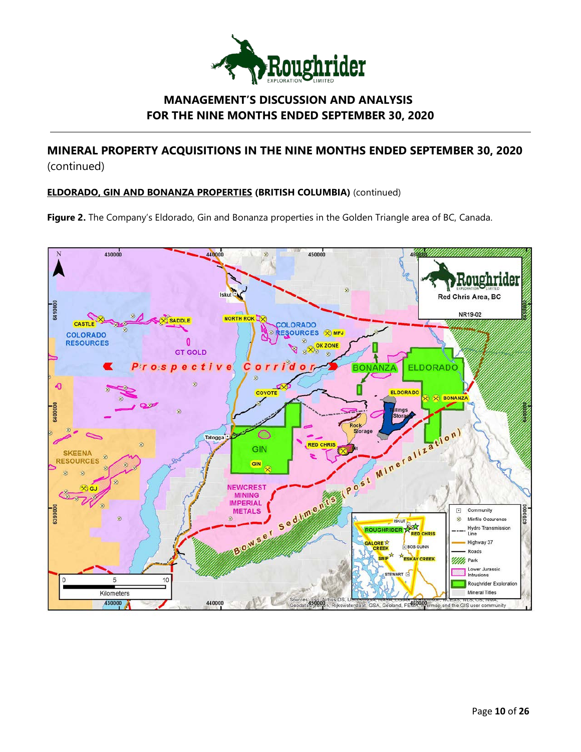## MINERAL PROPERTY ACQUISITIONS IN THE NINE MONTHS ENDED SEPTEMBER 30, 2020 (continued)

**ELDORADO, GIN AND BONANZA PROPERTIES (BRITISH COLUMBIA)** (continued)

**Figure 2.** The Company's Eldorado, Gin and Bonanza properties in the Golden Triangle area of BC, Canada.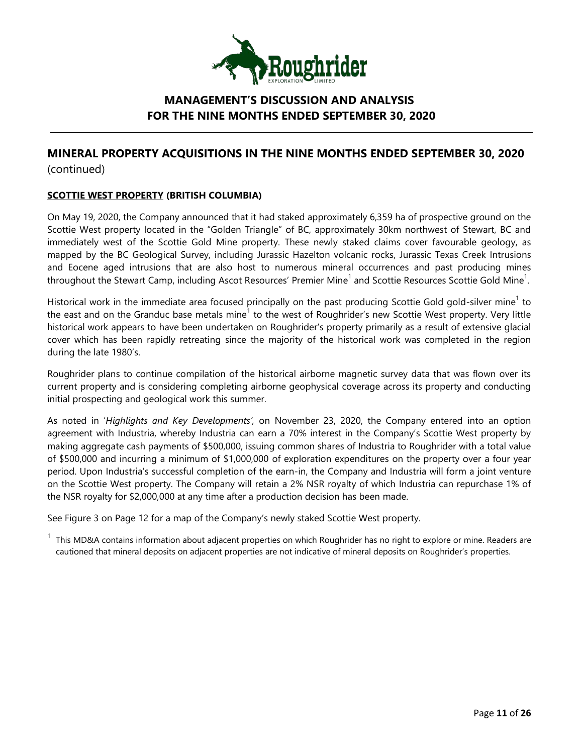## MINERAL PROPERTY ACQUISITIONS IN THE NINE MONTHS ENDED SEPTEMBER 30, 2020 (continued)

### SCOTTIE WEST PROPERTY (BRITISH COLUMBIA)

On May 19, 2020, the Company announced that it had staked approximately 6,359 ha of prospective ground on the Scottie West property located in the "Golden Triangle" of BC, approximately 30km northwest of Stewart, BC and immediately west of the Scottie Gold Mine property. These newly staked claims cover favourable geology, as mapped by the BC Geological Survey, including Jurassic Hazelton volcanic rocks, Jurassic Texas Creek Intrusions and Eocene aged intrusions that are also host to numerous mineral occurrences and past producing mines throughout the Stewart Camp, including Ascot Resources' Premier Mine[1] and Scottie Resources Scottie Gold Mine[1].

Historical work in the immediate area focused principally on the past producing Scottie Gold gold-silver mine[1] to the east and on the Granduc base metals mine[1] to the west of Roughrider's new Scottie West property. Very little historical work appears to have been undertaken on Roughrider's property primarily as a result of extensive glacial cover which has been rapidly retreating since the majority of the historical work was completed in the region during the late 1980's.

Roughrider plans to continue compilation of the historical airborne magnetic survey data that was flown over its current property and is considering completing airborne geophysical coverage across its property and conducting initial prospecting and geological work this summer.

As noted in '*Highlights and Key Developments'*, on November 23, 2020, the Company entered into an option agreement with Industria, whereby Industria can earn a 70% interest in the Company's Scottie West property by making aggregate cash payments of $500,000, issuing common shares of Industria to Roughrider with a total value of $500,000 and incurring a minimum of $1,000,000 of exploration expenditures on the property over a four year period. Upon Industria's successful completion of the earn-in, the Company and Industria will form a joint venture on the Scottie West property. The Company will retain a 2% NSR royalty of which Industria can repurchase 1% of the NSR royalty for $2,000,000 at any time after a production decision has been made.

See Figure 3 on Page 12 for a map of the Company's newly staked Scottie West property.

[1] This MD&A contains information about adjacent properties on which Roughrider has no right to explore or mine. Readers are cautioned that mineral deposits on adjacent properties are not indicative of mineral deposits on Roughrider's properties.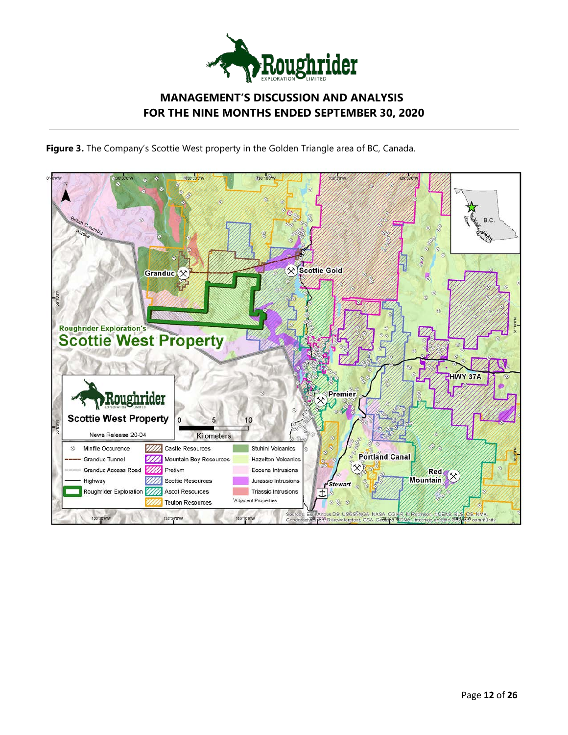Figure 3. The Company's Scottie West property in the Golden Triangle area of BC, Canada.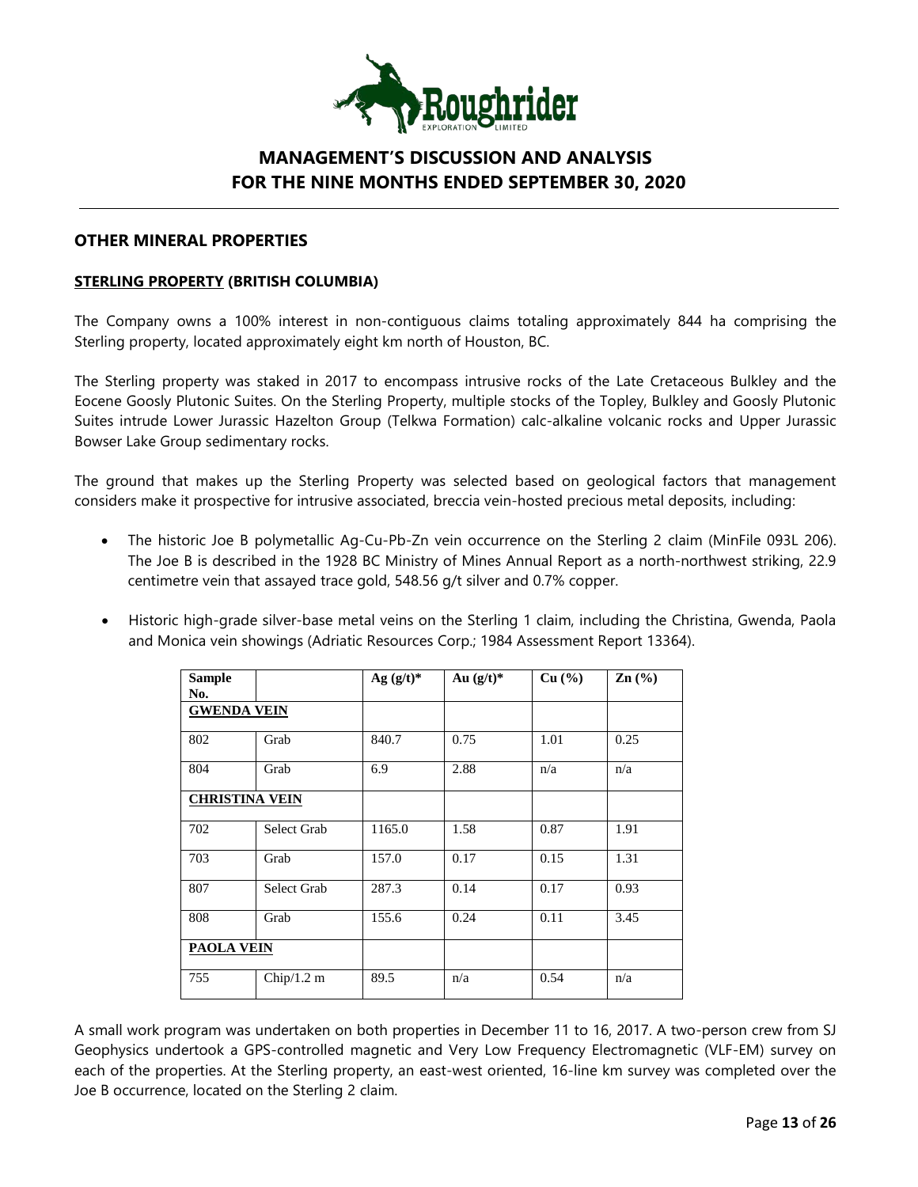## OTHER MINERAL PROPERTIES

### STERLING PROPERTY (BRITISH COLUMBIA)

The Company owns a 100% interest in non-contiguous claims totaling approximately 844 ha comprising the Sterling property, located approximately eight km north of Houston, BC.

The Sterling property was staked in 2017 to encompass intrusive rocks of the Late Cretaceous Bulkley and the Eocene Goosly Plutonic Suites. On the Sterling Property, multiple stocks of the Topley, Bulkley and Goosly Plutonic Suites intrude Lower Jurassic Hazelton Group (Telkwa Formation) calc-alkaline volcanic rocks and Upper Jurassic Bowser Lake Group sedimentary rocks.

The ground that makes up the Sterling Property was selected based on geological factors that management considers make it prospective for intrusive associated, breccia vein-hosted precious metal deposits, including:

- The historic Joe B polymetallic Ag-Cu-Pb-Zn vein occurrence on the Sterling 2 claim (MinFile 093L 206). The Joe B is described in the 1928 BC Ministry of Mines Annual Report as a north-northwest striking, 22.9 centimetre vein that assayed trace gold, 548.56 g/t silver and 0.7% copper.
- Historic high-grade silver-base metal veins on the Sterling 1 claim, including the Christina, Gwenda, Paola and Monica vein showings (Adriatic Resources Corp.; 1984 Assessment Report 13364).

| Sample No. | | Ag (g/t)* | Au (g/t)* | Cu (%) | Zn (%) |
|---|---|---|---|---|---|
| **GWENDA VEIN** | | | | | |
| 802 | Grab | 840.7 | 0.75 | 1.01 | 0.25 |
| 804 | Grab | 6.9 | 2.88 | n/a | n/a |
| **CHRISTINA VEIN** | | | | | |
| 702 | Select Grab | 1165.0 | 1.58 | 0.87 | 1.91 |
| 703 | Grab | 157.0 | 0.17 | 0.15 | 1.31 |
| 807 | Select Grab | 287.3 | 0.14 | 0.17 | 0.93 |
| 808 | Grab | 155.6 | 0.24 | 0.11 | 3.45 |
| **PAOLA VEIN** | | | | | |
| 755 | Chip/1.2 m | 89.5 | n/a | 0.54 | n/a |

A small work program was undertaken on both properties in December 11 to 16, 2017. A two-person crew from SJ Geophysics undertook a GPS-controlled magnetic and Very Low Frequency Electromagnetic (VLF-EM) survey on each of the properties. At the Sterling property, an east-west oriented, 16-line km survey was completed over the Joe B occurrence, located on the Sterling 2 claim.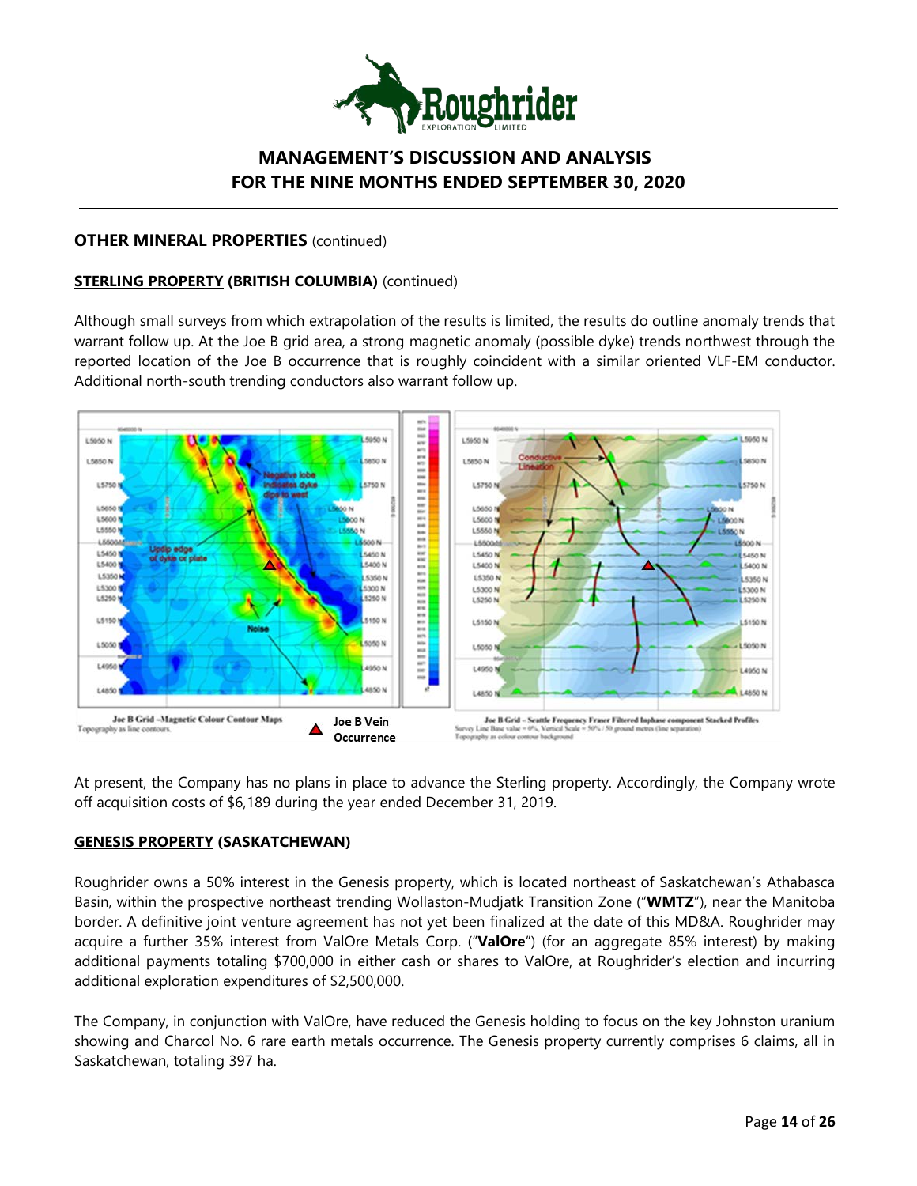## OTHER MINERAL PROPERTIES (continued)

### STERLING PROPERTY (BRITISH COLUMBIA) (continued)

Although small surveys from which extrapolation of the results is limited, the results do outline anomaly trends that warrant follow up. At the Joe B grid area, a strong magnetic anomaly (possible dyke) trends northwest through the reported location of the Joe B occurrence that is roughly coincident with a similar oriented VLF-EM conductor. Additional north-south trending conductors also warrant follow up.

Joe B Grid –Magnetic Colour Contour Maps
Topography as line contours.

Joe B Vein Occurrence

Joe B Grid – Seattle Frequency Fraser Filtered Inphase component Stacked Profiles
Survey Line Base value = 0%, Vertical Scale = 50% / 50 ground metres (line separation)
Topography as colour contour background

At present, the Company has no plans in place to advance the Sterling property. Accordingly, the Company wrote off acquisition costs of $6,189 during the year ended December 31, 2019.

### GENESIS PROPERTY (SASKATCHEWAN)

Roughrider owns a 50% interest in the Genesis property, which is located northeast of Saskatchewan's Athabasca Basin, within the prospective northeast trending Wollaston-Mudjatk Transition Zone ("**WMTZ**"), near the Manitoba border. A definitive joint venture agreement has not yet been finalized at the date of this MD&A. Roughrider may acquire a further 35% interest from ValOre Metals Corp. ("**ValOre**") (for an aggregate 85% interest) by making additional payments totaling $700,000 in either cash or shares to ValOre, at Roughrider's election and incurring additional exploration expenditures of $2,500,000.

The Company, in conjunction with ValOre, have reduced the Genesis holding to focus on the key Johnston uranium showing and Charcol No. 6 rare earth metals occurrence. The Genesis property currently comprises 6 claims, all in Saskatchewan, totaling 397 ha.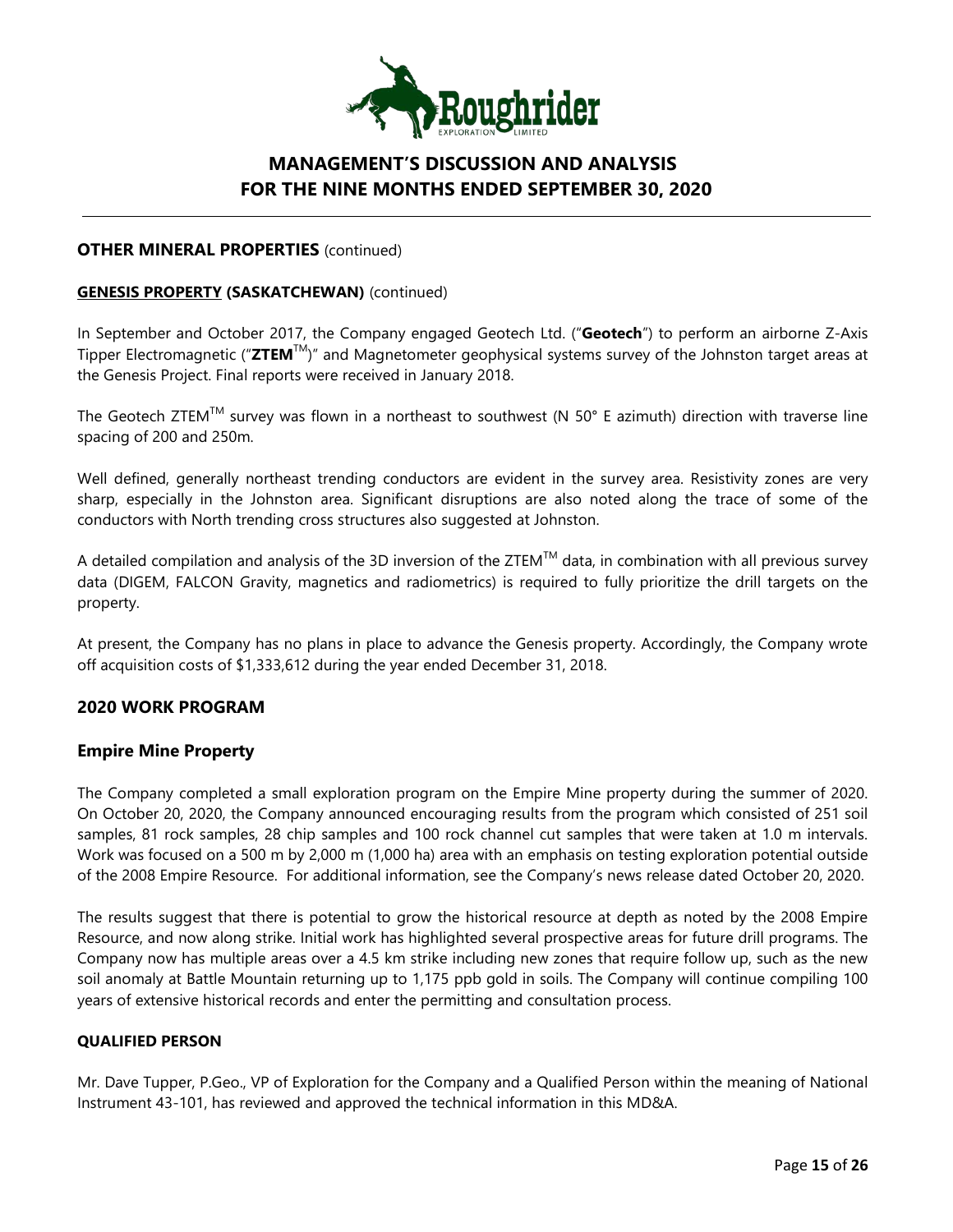## OTHER MINERAL PROPERTIES (continued)

### GENESIS PROPERTY (SASKATCHEWAN) (continued)

In September and October 2017, the Company engaged Geotech Ltd. ("**Geotech**") to perform an airborne Z-Axis Tipper Electromagnetic ("**ZTEM**$^{TM}$)" and Magnetometer geophysical systems survey of the Johnston target areas at the Genesis Project. Final reports were received in January 2018.

The Geotech ZTEM$^{TM}$ survey was flown in a northeast to southwest (N 50° E azimuth) direction with traverse line spacing of 200 and 250m.

Well defined, generally northeast trending conductors are evident in the survey area. Resistivity zones are very sharp, especially in the Johnston area. Significant disruptions are also noted along the trace of some of the conductors with North trending cross structures also suggested at Johnston.

A detailed compilation and analysis of the 3D inversion of the ZTEM$^{TM}$ data, in combination with all previous survey data (DIGEM, FALCON Gravity, magnetics and radiometrics) is required to fully prioritize the drill targets on the property.

At present, the Company has no plans in place to advance the Genesis property. Accordingly, the Company wrote off acquisition costs of $1,333,612 during the year ended December 31, 2018.

## 2020 WORK PROGRAM

## Empire Mine Property

The Company completed a small exploration program on the Empire Mine property during the summer of 2020. On October 20, 2020, the Company announced encouraging results from the program which consisted of 251 soil samples, 81 rock samples, 28 chip samples and 100 rock channel cut samples that were taken at 1.0 m intervals. Work was focused on a 500 m by 2,000 m (1,000 ha) area with an emphasis on testing exploration potential outside of the 2008 Empire Resource. For additional information, see the Company's news release dated October 20, 2020.

The results suggest that there is potential to grow the historical resource at depth as noted by the 2008 Empire Resource, and now along strike. Initial work has highlighted several prospective areas for future drill programs. The Company now has multiple areas over a 4.5 km strike including new zones that require follow up, such as the new soil anomaly at Battle Mountain returning up to 1,175 ppb gold in soils. The Company will continue compiling 100 years of extensive historical records and enter the permitting and consultation process.

### QUALIFIED PERSON

Mr. Dave Tupper, P.Geo., VP of Exploration for the Company and a Qualified Person within the meaning of National Instrument 43-101, has reviewed and approved the technical information in this MD&A.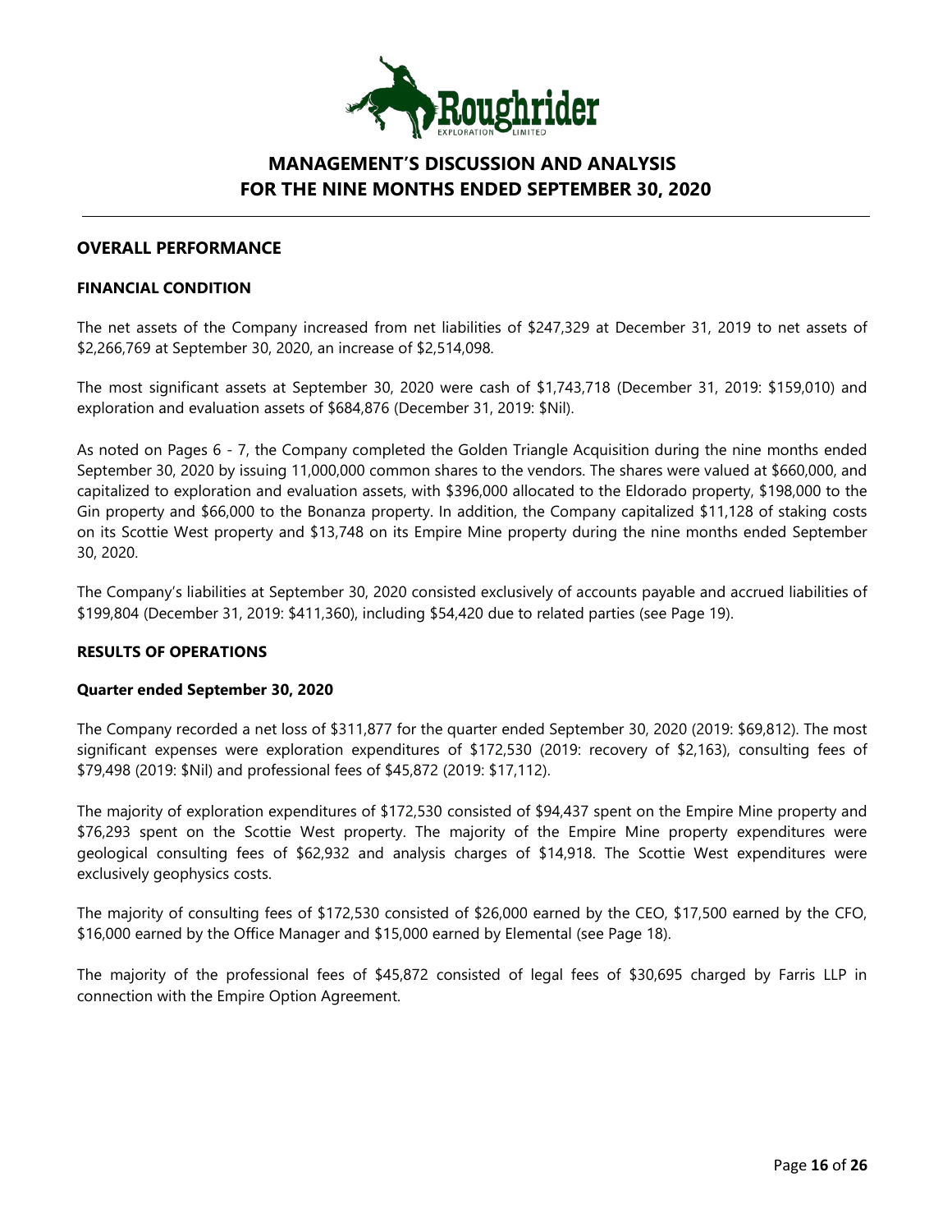# MANAGEMENT'S DISCUSSION AND ANALYSIS
# FOR THE NINE MONTHS ENDED SEPTEMBER 30, 2020

## OVERALL PERFORMANCE

### FINANCIAL CONDITION

The net assets of the Company increased from net liabilities of $247,329 at December 31, 2019 to net assets of $2,266,769 at September 30, 2020, an increase of $2,514,098.

The most significant assets at September 30, 2020 were cash of $1,743,718 (December 31, 2019: $159,010) and exploration and evaluation assets of $684,876 (December 31, 2019: $Nil).

As noted on Pages 6 - 7, the Company completed the Golden Triangle Acquisition during the nine months ended September 30, 2020 by issuing 11,000,000 common shares to the vendors. The shares were valued at $660,000, and capitalized to exploration and evaluation assets, with $396,000 allocated to the Eldorado property, $198,000 to the Gin property and $66,000 to the Bonanza property. In addition, the Company capitalized $11,128 of staking costs on its Scottie West property and $13,748 on its Empire Mine property during the nine months ended September 30, 2020.

The Company's liabilities at September 30, 2020 consisted exclusively of accounts payable and accrued liabilities of $199,804 (December 31, 2019: $411,360), including $54,420 due to related parties (see Page 19).

### RESULTS OF OPERATIONS

**Quarter ended September 30, 2020**

The Company recorded a net loss of $311,877 for the quarter ended September 30, 2020 (2019: $69,812). The most significant expenses were exploration expenditures of $172,530 (2019: recovery of $2,163), consulting fees of $79,498 (2019: $Nil) and professional fees of $45,872 (2019: $17,112).

The majority of exploration expenditures of $172,530 consisted of $94,437 spent on the Empire Mine property and $76,293 spent on the Scottie West property. The majority of the Empire Mine property expenditures were geological consulting fees of $62,932 and analysis charges of $14,918. The Scottie West expenditures were exclusively geophysics costs.

The majority of consulting fees of $172,530 consisted of $26,000 earned by the CEO, $17,500 earned by the CFO, $16,000 earned by the Office Manager and $15,000 earned by Elemental (see Page 18).

The majority of the professional fees of $45,872 consisted of legal fees of $30,695 charged by Farris LLP in connection with the Empire Option Agreement.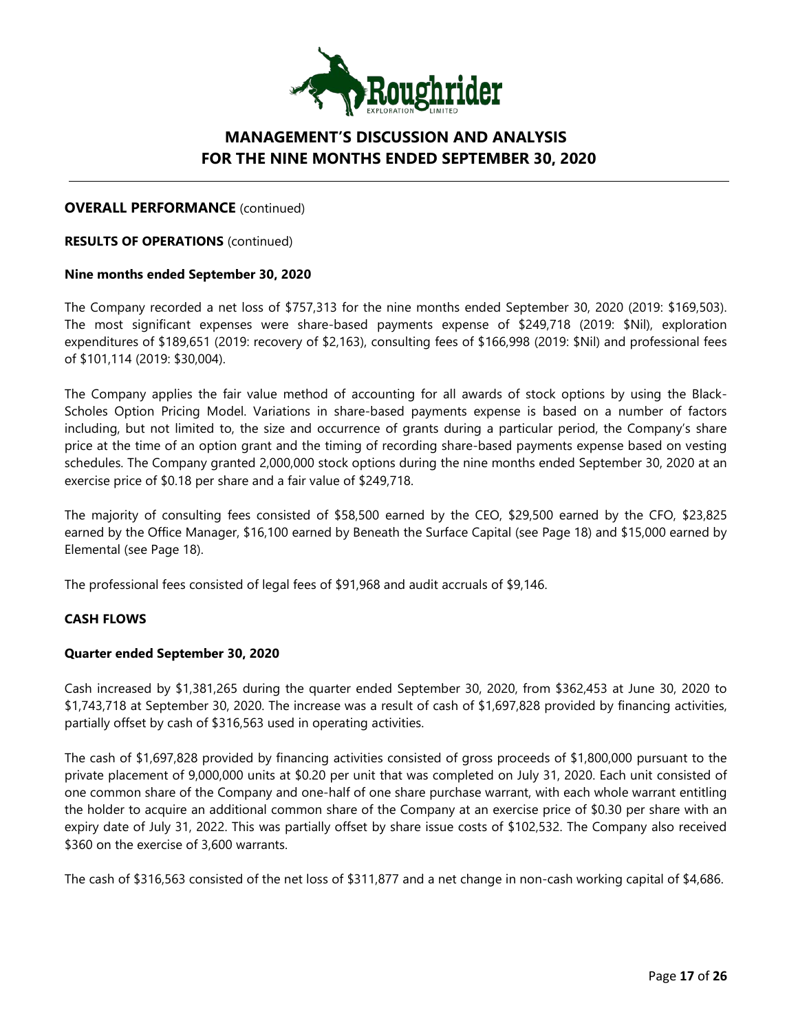## OVERALL PERFORMANCE (continued)

### RESULTS OF OPERATIONS (continued)

#### Nine months ended September 30, 2020

The Company recorded a net loss of $757,313 for the nine months ended September 30, 2020 (2019: $169,503). The most significant expenses were share-based payments expense of $249,718 (2019: $Nil), exploration expenditures of $189,651 (2019: recovery of $2,163), consulting fees of $166,998 (2019: $Nil) and professional fees of $101,114 (2019: $30,004).

The Company applies the fair value method of accounting for all awards of stock options by using the Black-Scholes Option Pricing Model. Variations in share-based payments expense is based on a number of factors including, but not limited to, the size and occurrence of grants during a particular period, the Company's share price at the time of an option grant and the timing of recording share-based payments expense based on vesting schedules. The Company granted 2,000,000 stock options during the nine months ended September 30, 2020 at an exercise price of $0.18 per share and a fair value of $249,718.

The majority of consulting fees consisted of $58,500 earned by the CEO, $29,500 earned by the CFO, $23,825 earned by the Office Manager, $16,100 earned by Beneath the Surface Capital (see Page 18) and $15,000 earned by Elemental (see Page 18).

The professional fees consisted of legal fees of $91,968 and audit accruals of $9,146.

## CASH FLOWS

#### Quarter ended September 30, 2020

Cash increased by $1,381,265 during the quarter ended September 30, 2020, from $362,453 at June 30, 2020 to $1,743,718 at September 30, 2020. The increase was a result of cash of $1,697,828 provided by financing activities, partially offset by cash of $316,563 used in operating activities.

The cash of $1,697,828 provided by financing activities consisted of gross proceeds of $1,800,000 pursuant to the private placement of 9,000,000 units at $0.20 per unit that was completed on July 31, 2020. Each unit consisted of one common share of the Company and one-half of one share purchase warrant, with each whole warrant entitling the holder to acquire an additional common share of the Company at an exercise price of $0.30 per share with an expiry date of July 31, 2022. This was partially offset by share issue costs of $102,532. The Company also received $360 on the exercise of 3,600 warrants.

The cash of $316,563 consisted of the net loss of $311,877 and a net change in non-cash working capital of $4,686.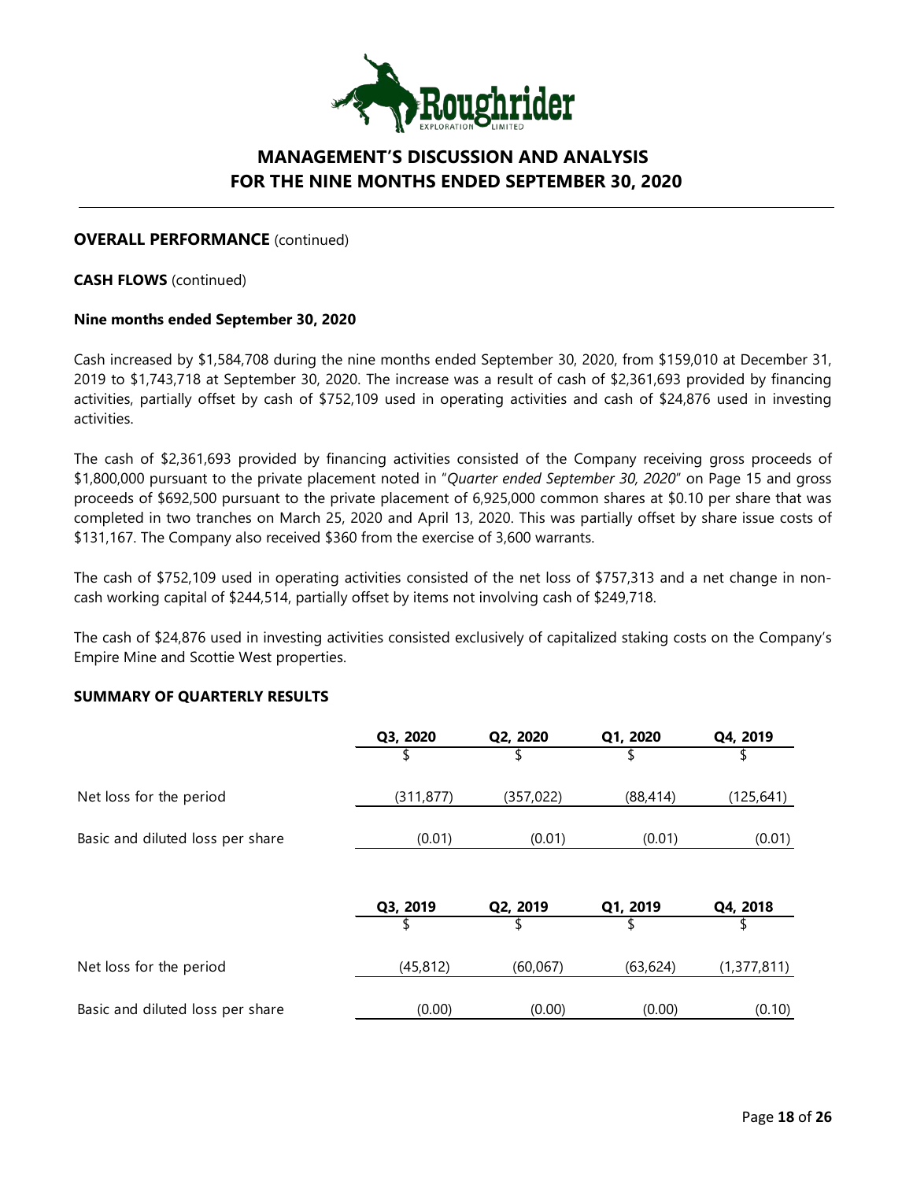## OVERALL PERFORMANCE (continued)

### CASH FLOWS (continued)

#### Nine months ended September 30, 2020

Cash increased by $1,584,708 during the nine months ended September 30, 2020, from $159,010 at December 31, 2019 to $1,743,718 at September 30, 2020. The increase was a result of cash of $2,361,693 provided by financing activities, partially offset by cash of $752,109 used in operating activities and cash of $24,876 used in investing activities.

The cash of $2,361,693 provided by financing activities consisted of the Company receiving gross proceeds of $1,800,000 pursuant to the private placement noted in "*Quarter ended September 30, 2020*" on Page 15 and gross proceeds of $692,500 pursuant to the private placement of 6,925,000 common shares at $0.10 per share that was completed in two tranches on March 25, 2020 and April 13, 2020. This was partially offset by share issue costs of $131,167. The Company also received $360 from the exercise of 3,600 warrants.

The cash of $752,109 used in operating activities consisted of the net loss of $757,313 and a net change in non-cash working capital of $244,514, partially offset by items not involving cash of $249,718.

The cash of $24,876 used in investing activities consisted exclusively of capitalized staking costs on the Company's Empire Mine and Scottie West properties.

## SUMMARY OF QUARTERLY RESULTS

| | Q3, 2020 | Q2, 2020 | Q1, 2020 | Q4, 2019 |
|---|---|---|---|---|
| | $ | $ | $ | $ |
| Net loss for the period | (311,877) | (357,022) | (88,414) | (125,641) |
| Basic and diluted loss per share | (0.01) | (0.01) | (0.01) | (0.01) |

| | Q3, 2019 | Q2, 2019 | Q1, 2019 | Q4, 2018 |
|---|---|---|---|---|
| | $ | $ | $ | $ |
| Net loss for the period | (45,812) | (60,067) | (63,624) | (1,377,811) |
| Basic and diluted loss per share | (0.00) | (0.00) | (0.00) | (0.10) |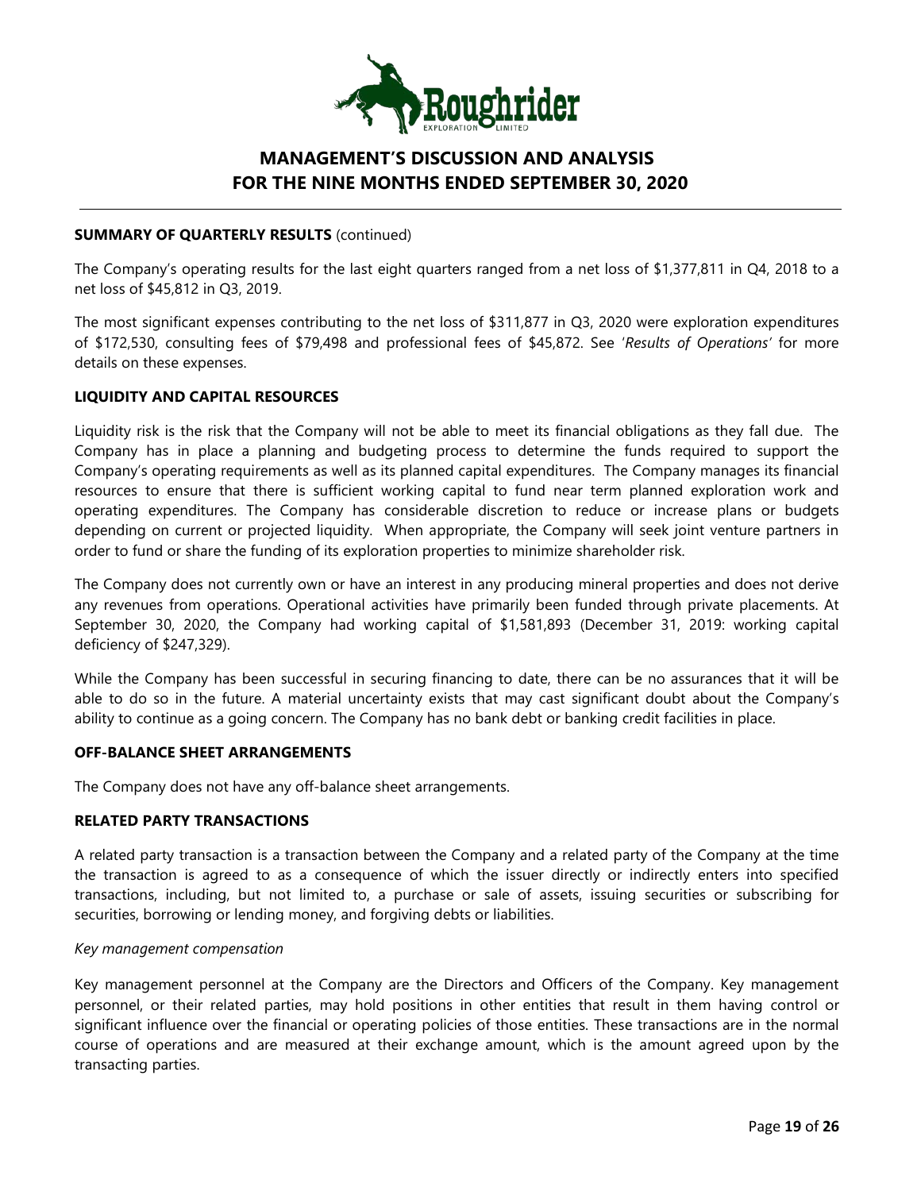**SUMMARY OF QUARTERLY RESULTS** (continued)

The Company's operating results for the last eight quarters ranged from a net loss of $1,377,811 in Q4, 2018 to a net loss of $45,812 in Q3, 2019.

The most significant expenses contributing to the net loss of $311,877 in Q3, 2020 were exploration expenditures of $172,530, consulting fees of $79,498 and professional fees of $45,872. See '*Results of Operations*' for more details on these expenses.

## LIQUIDITY AND CAPITAL RESOURCES

Liquidity risk is the risk that the Company will not be able to meet its financial obligations as they fall due. The Company has in place a planning and budgeting process to determine the funds required to support the Company's operating requirements as well as its planned capital expenditures. The Company manages its financial resources to ensure that there is sufficient working capital to fund near term planned exploration work and operating expenditures. The Company has considerable discretion to reduce or increase plans or budgets depending on current or projected liquidity. When appropriate, the Company will seek joint venture partners in order to fund or share the funding of its exploration properties to minimize shareholder risk.

The Company does not currently own or have an interest in any producing mineral properties and does not derive any revenues from operations. Operational activities have primarily been funded through private placements. At September 30, 2020, the Company had working capital of $1,581,893 (December 31, 2019: working capital deficiency of $247,329).

While the Company has been successful in securing financing to date, there can be no assurances that it will be able to do so in the future. A material uncertainty exists that may cast significant doubt about the Company's ability to continue as a going concern. The Company has no bank debt or banking credit facilities in place.

## OFF-BALANCE SHEET ARRANGEMENTS

The Company does not have any off-balance sheet arrangements.

## RELATED PARTY TRANSACTIONS

A related party transaction is a transaction between the Company and a related party of the Company at the time the transaction is agreed to as a consequence of which the issuer directly or indirectly enters into specified transactions, including, but not limited to, a purchase or sale of assets, issuing securities or subscribing for securities, borrowing or lending money, and forgiving debts or liabilities.

*Key management compensation*

Key management personnel at the Company are the Directors and Officers of the Company. Key management personnel, or their related parties, may hold positions in other entities that result in them having control or significant influence over the financial or operating policies of those entities. These transactions are in the normal course of operations and are measured at their exchange amount, which is the amount agreed upon by the transacting parties.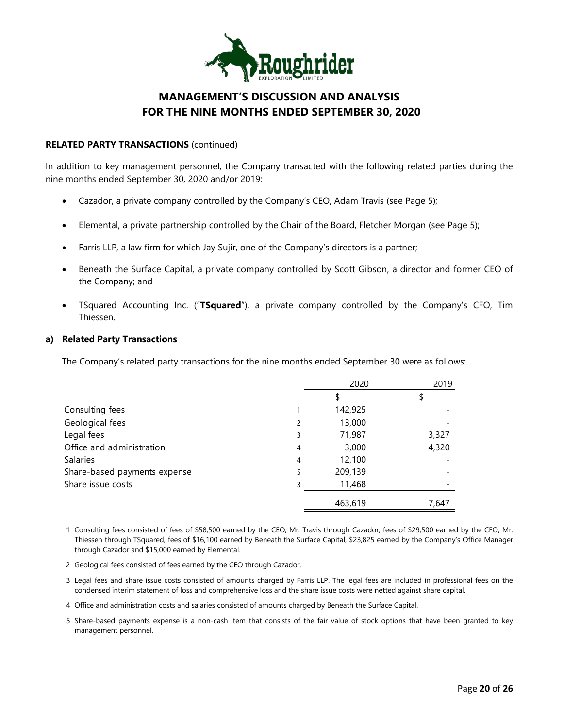**RELATED PARTY TRANSACTIONS** (continued)

In addition to key management personnel, the Company transacted with the following related parties during the nine months ended September 30, 2020 and/or 2019:

- Cazador, a private company controlled by the Company's CEO, Adam Travis (see Page 5);
- Elemental, a private partnership controlled by the Chair of the Board, Fletcher Morgan (see Page 5);
- Farris LLP, a law firm for which Jay Sujir, one of the Company's directors is a partner;
- Beneath the Surface Capital, a private company controlled by Scott Gibson, a director and former CEO of the Company; and
- TSquared Accounting Inc. ("**TSquared**"), a private company controlled by the Company's CFO, Tim Thiessen.

**a) Related Party Transactions**

The Company's related party transactions for the nine months ended September 30 were as follows:

| | | 2020 | 2019 |
|---|---|---|---|
| | | $ | $ |
| Consulting fees | 1 | 142,925 | - |
| Geological fees | 2 | 13,000 | - |
| Legal fees | 3 | 71,987 | 3,327 |
| Office and administration | 4 | 3,000 | 4,320 |
| Salaries | 4 | 12,100 | - |
| Share-based payments expense | 5 | 209,139 | - |
| Share issue costs | 3 | 11,468 | - |
| | | 463,619 | 7,647 |

1 Consulting fees consisted of fees of $58,500 earned by the CEO, Mr. Travis through Cazador, fees of $29,500 earned by the CFO, Mr. Thiessen through TSquared, fees of $16,100 earned by Beneath the Surface Capital, $23,825 earned by the Company's Office Manager through Cazador and $15,000 earned by Elemental.

2 Geological fees consisted of fees earned by the CEO through Cazador.

3 Legal fees and share issue costs consisted of amounts charged by Farris LLP. The legal fees are included in professional fees on the condensed interim statement of loss and comprehensive loss and the share issue costs were netted against share capital.

4 Office and administration costs and salaries consisted of amounts charged by Beneath the Surface Capital.

5 Share-based payments expense is a non-cash item that consists of the fair value of stock options that have been granted to key management personnel.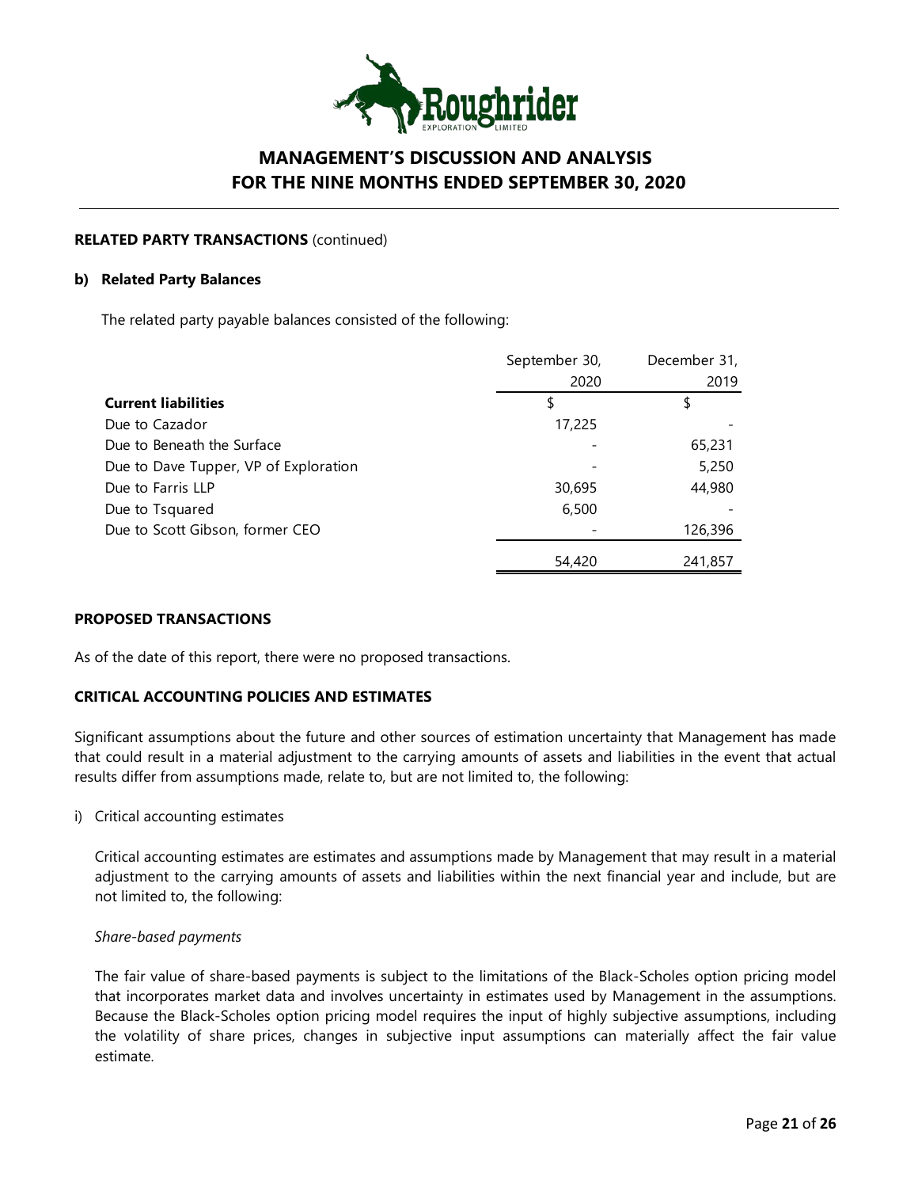**RELATED PARTY TRANSACTIONS** (continued)

**b) Related Party Balances**

The related party payable balances consisted of the following:

| | September 30, 2020 | December 31, 2019 |
|---|---|---|
| **Current liabilities** | $ | $ |
| Due to Cazador | 17,225 | - |
| Due to Beneath the Surface | - | 65,231 |
| Due to Dave Tupper, VP of Exploration | - | 5,250 |
| Due to Farris LLP | 30,695 | 44,980 |
| Due to Tsquared | 6,500 | - |
| Due to Scott Gibson, former CEO | - | 126,396 |
| | 54,420 | 241,857 |

## PROPOSED TRANSACTIONS

As of the date of this report, there were no proposed transactions.

## CRITICAL ACCOUNTING POLICIES AND ESTIMATES

Significant assumptions about the future and other sources of estimation uncertainty that Management has made that could result in a material adjustment to the carrying amounts of assets and liabilities in the event that actual results differ from assumptions made, relate to, but are not limited to, the following:

i) Critical accounting estimates

Critical accounting estimates are estimates and assumptions made by Management that may result in a material adjustment to the carrying amounts of assets and liabilities within the next financial year and include, but are not limited to, the following:

*Share-based payments*

The fair value of share-based payments is subject to the limitations of the Black-Scholes option pricing model that incorporates market data and involves uncertainty in estimates used by Management in the assumptions. Because the Black-Scholes option pricing model requires the input of highly subjective assumptions, including the volatility of share prices, changes in subjective input assumptions can materially affect the fair value estimate.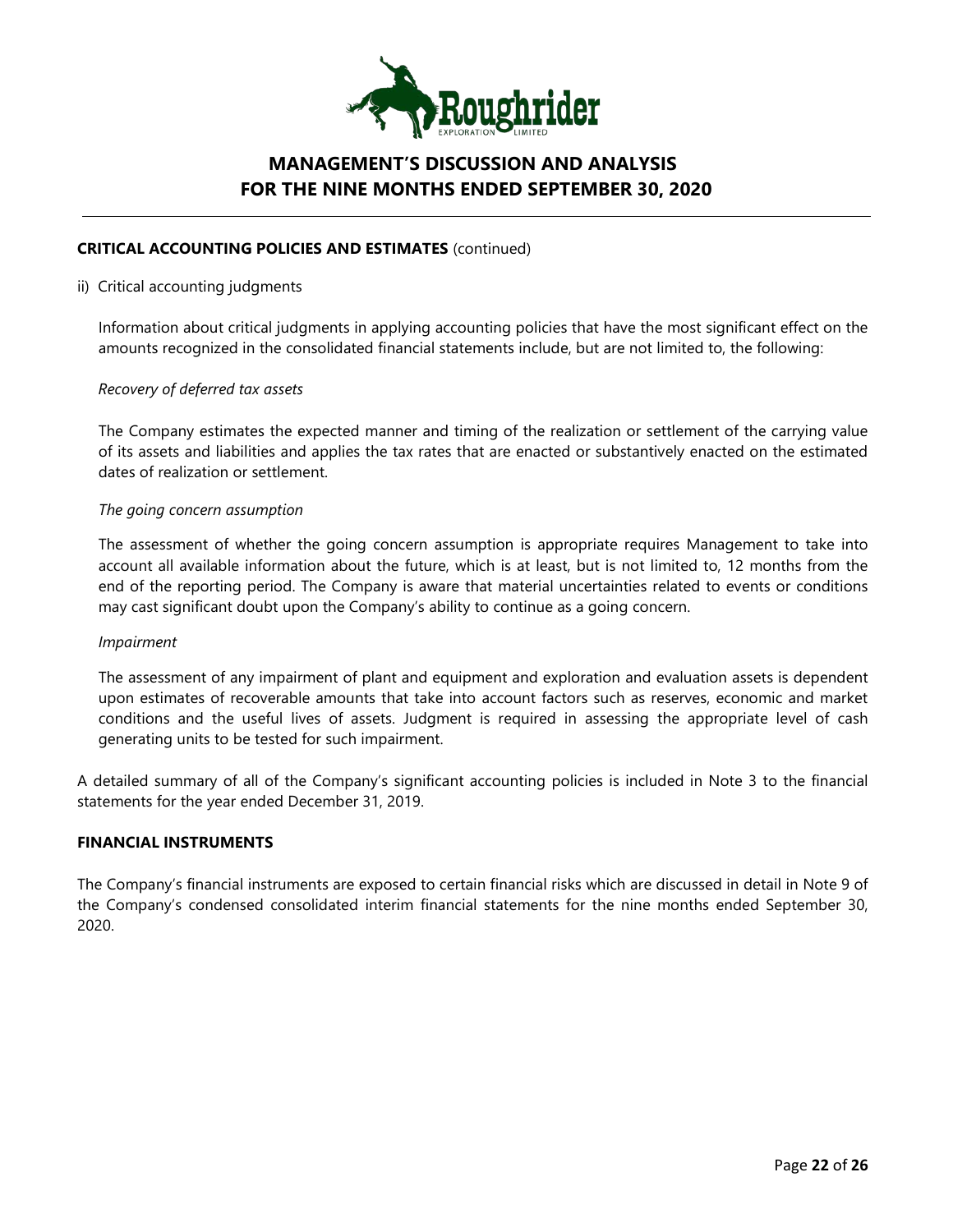**CRITICAL ACCOUNTING POLICIES AND ESTIMATES** (continued)

ii) Critical accounting judgments

Information about critical judgments in applying accounting policies that have the most significant effect on the amounts recognized in the consolidated financial statements include, but are not limited to, the following:

*Recovery of deferred tax assets*

The Company estimates the expected manner and timing of the realization or settlement of the carrying value of its assets and liabilities and applies the tax rates that are enacted or substantively enacted on the estimated dates of realization or settlement.

*The going concern assumption*

The assessment of whether the going concern assumption is appropriate requires Management to take into account all available information about the future, which is at least, but is not limited to, 12 months from the end of the reporting period. The Company is aware that material uncertainties related to events or conditions may cast significant doubt upon the Company's ability to continue as a going concern.

*Impairment*

The assessment of any impairment of plant and equipment and exploration and evaluation assets is dependent upon estimates of recoverable amounts that take into account factors such as reserves, economic and market conditions and the useful lives of assets. Judgment is required in assessing the appropriate level of cash generating units to be tested for such impairment.

A detailed summary of all of the Company's significant accounting policies is included in Note 3 to the financial statements for the year ended December 31, 2019.

**FINANCIAL INSTRUMENTS**

The Company's financial instruments are exposed to certain financial risks which are discussed in detail in Note 9 of the Company's condensed consolidated interim financial statements for the nine months ended September 30, 2020.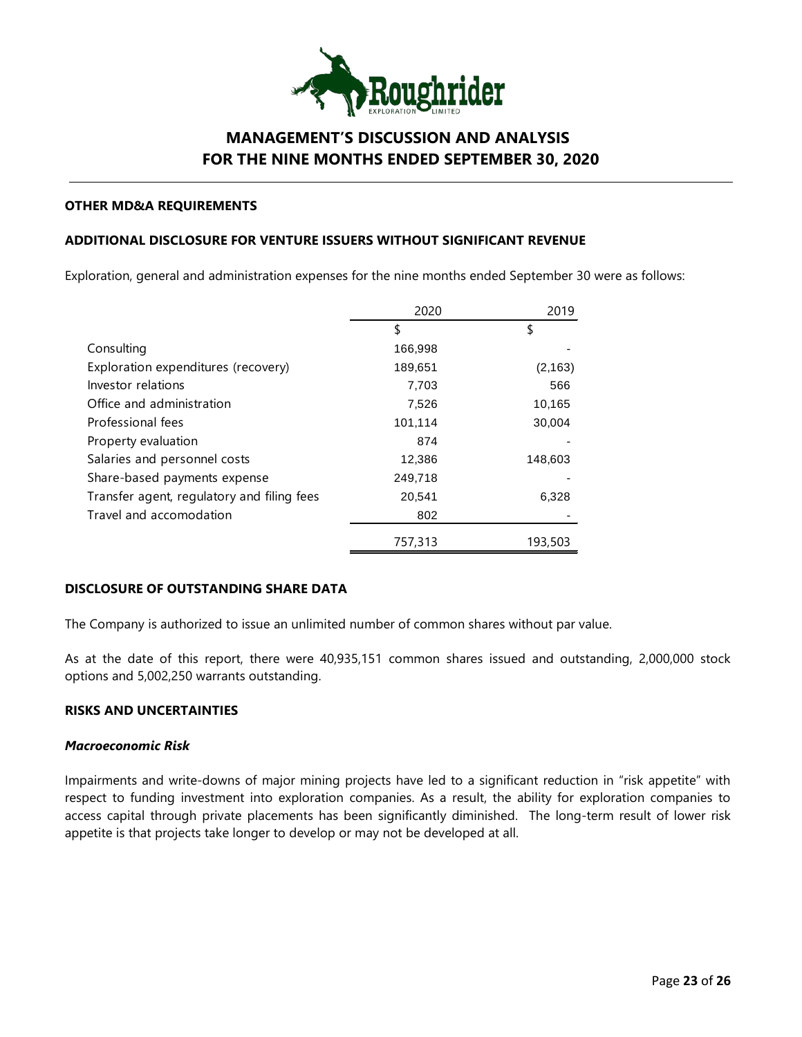# MANAGEMENT'S DISCUSSION AND ANALYSIS FOR THE NINE MONTHS ENDED SEPTEMBER 30, 2020

## OTHER MD&A REQUIREMENTS

## ADDITIONAL DISCLOSURE FOR VENTURE ISSUERS WITHOUT SIGNIFICANT REVENUE

Exploration, general and administration expenses for the nine months ended September 30 were as follows:

| | 2020 | 2019 |
|---|---|---|
| | $ | $ |
| Consulting | 166,998 | - |
| Exploration expenditures (recovery) | 189,651 | (2,163) |
| Investor relations | 7,703 | 566 |
| Office and administration | 7,526 | 10,165 |
| Professional fees | 101,114 | 30,004 |
| Property evaluation | 874 | - |
| Salaries and personnel costs | 12,386 | 148,603 |
| Share-based payments expense | 249,718 | - |
| Transfer agent, regulatory and filing fees | 20,541 | 6,328 |
| Travel and accomodation | 802 | - |
| | 757,313 | 193,503 |

## DISCLOSURE OF OUTSTANDING SHARE DATA

The Company is authorized to issue an unlimited number of common shares without par value.

As at the date of this report, there were 40,935,151 common shares issued and outstanding, 2,000,000 stock options and 5,002,250 warrants outstanding.

## RISKS AND UNCERTAINTIES

### *Macroeconomic Risk*

Impairments and write-downs of major mining projects have led to a significant reduction in "risk appetite" with respect to funding investment into exploration companies. As a result, the ability for exploration companies to access capital through private placements has been significantly diminished. The long-term result of lower risk appetite is that projects take longer to develop or may not be developed at all.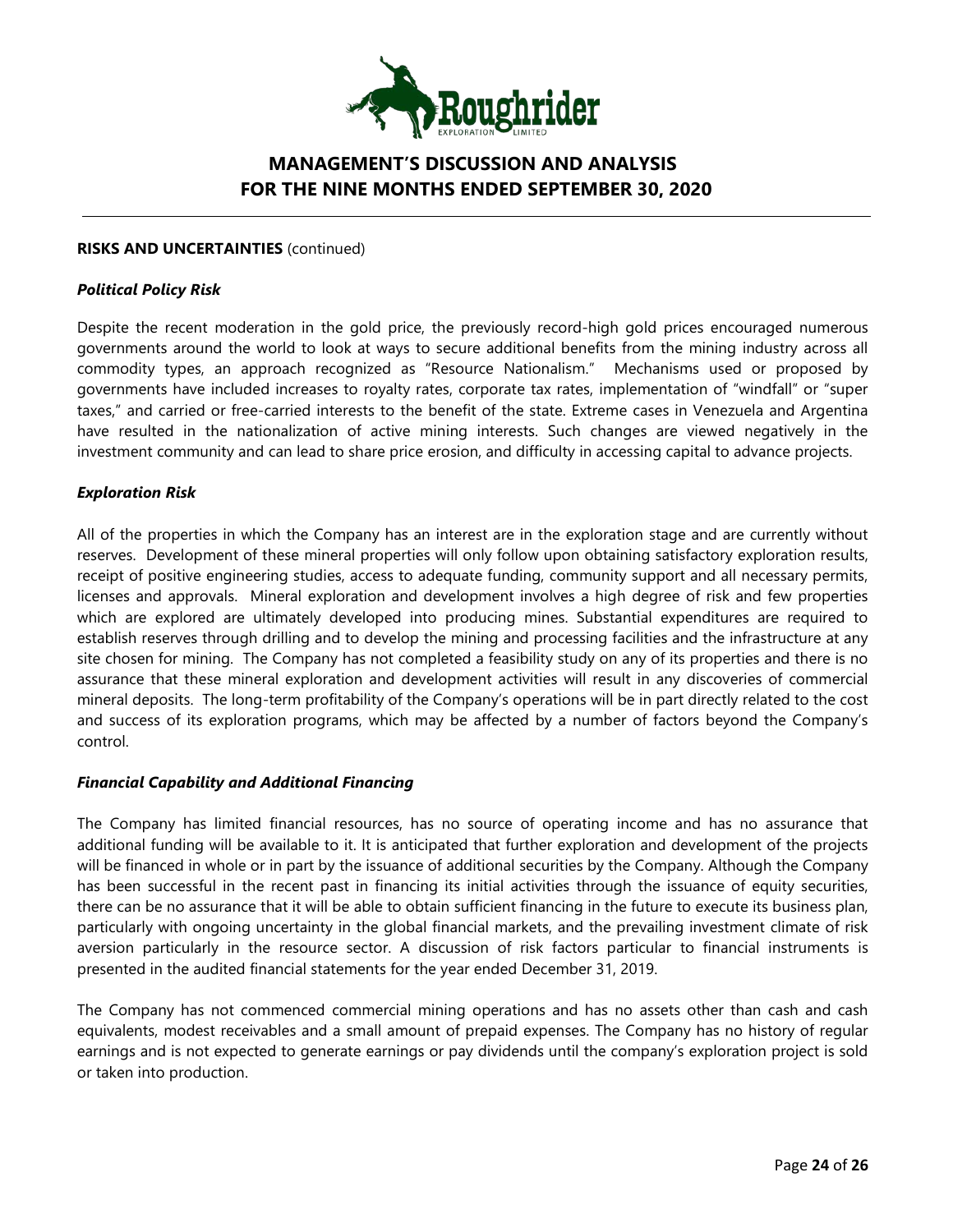**RISKS AND UNCERTAINTIES** (continued)

***Political Policy Risk***

Despite the recent moderation in the gold price, the previously record-high gold prices encouraged numerous governments around the world to look at ways to secure additional benefits from the mining industry across all commodity types, an approach recognized as "Resource Nationalism." Mechanisms used or proposed by governments have included increases to royalty rates, corporate tax rates, implementation of "windfall" or "super taxes," and carried or free-carried interests to the benefit of the state. Extreme cases in Venezuela and Argentina have resulted in the nationalization of active mining interests. Such changes are viewed negatively in the investment community and can lead to share price erosion, and difficulty in accessing capital to advance projects.

***Exploration Risk***

All of the properties in which the Company has an interest are in the exploration stage and are currently without reserves. Development of these mineral properties will only follow upon obtaining satisfactory exploration results, receipt of positive engineering studies, access to adequate funding, community support and all necessary permits, licenses and approvals. Mineral exploration and development involves a high degree of risk and few properties which are explored are ultimately developed into producing mines. Substantial expenditures are required to establish reserves through drilling and to develop the mining and processing facilities and the infrastructure at any site chosen for mining. The Company has not completed a feasibility study on any of its properties and there is no assurance that these mineral exploration and development activities will result in any discoveries of commercial mineral deposits. The long-term profitability of the Company's operations will be in part directly related to the cost and success of its exploration programs, which may be affected by a number of factors beyond the Company's control.

***Financial Capability and Additional Financing***

The Company has limited financial resources, has no source of operating income and has no assurance that additional funding will be available to it. It is anticipated that further exploration and development of the projects will be financed in whole or in part by the issuance of additional securities by the Company. Although the Company has been successful in the recent past in financing its initial activities through the issuance of equity securities, there can be no assurance that it will be able to obtain sufficient financing in the future to execute its business plan, particularly with ongoing uncertainty in the global financial markets, and the prevailing investment climate of risk aversion particularly in the resource sector. A discussion of risk factors particular to financial instruments is presented in the audited financial statements for the year ended December 31, 2019.

The Company has not commenced commercial mining operations and has no assets other than cash and cash equivalents, modest receivables and a small amount of prepaid expenses. The Company has no history of regular earnings and is not expected to generate earnings or pay dividends until the company's exploration project is sold or taken into production.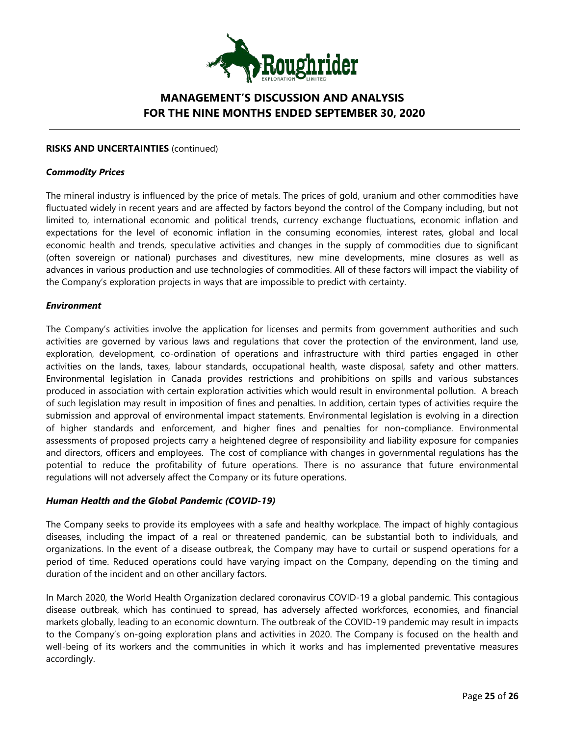**RISKS AND UNCERTAINTIES** (continued)

***Commodity Prices***

The mineral industry is influenced by the price of metals. The prices of gold, uranium and other commodities have fluctuated widely in recent years and are affected by factors beyond the control of the Company including, but not limited to, international economic and political trends, currency exchange fluctuations, economic inflation and expectations for the level of economic inflation in the consuming economies, interest rates, global and local economic health and trends, speculative activities and changes in the supply of commodities due to significant (often sovereign or national) purchases and divestitures, new mine developments, mine closures as well as advances in various production and use technologies of commodities. All of these factors will impact the viability of the Company's exploration projects in ways that are impossible to predict with certainty.

***Environment***

The Company's activities involve the application for licenses and permits from government authorities and such activities are governed by various laws and regulations that cover the protection of the environment, land use, exploration, development, co-ordination of operations and infrastructure with third parties engaged in other activities on the lands, taxes, labour standards, occupational health, waste disposal, safety and other matters. Environmental legislation in Canada provides restrictions and prohibitions on spills and various substances produced in association with certain exploration activities which would result in environmental pollution. A breach of such legislation may result in imposition of fines and penalties. In addition, certain types of activities require the submission and approval of environmental impact statements. Environmental legislation is evolving in a direction of higher standards and enforcement, and higher fines and penalties for non-compliance. Environmental assessments of proposed projects carry a heightened degree of responsibility and liability exposure for companies and directors, officers and employees. The cost of compliance with changes in governmental regulations has the potential to reduce the profitability of future operations. There is no assurance that future environmental regulations will not adversely affect the Company or its future operations.

***Human Health and the Global Pandemic (COVID-19)***

The Company seeks to provide its employees with a safe and healthy workplace. The impact of highly contagious diseases, including the impact of a real or threatened pandemic, can be substantial both to individuals, and organizations. In the event of a disease outbreak, the Company may have to curtail or suspend operations for a period of time. Reduced operations could have varying impact on the Company, depending on the timing and duration of the incident and on other ancillary factors.

In March 2020, the World Health Organization declared coronavirus COVID-19 a global pandemic. This contagious disease outbreak, which has continued to spread, has adversely affected workforces, economies, and financial markets globally, leading to an economic downturn. The outbreak of the COVID-19 pandemic may result in impacts to the Company's on-going exploration plans and activities in 2020. The Company is focused on the health and well-being of its workers and the communities in which it works and has implemented preventative measures accordingly.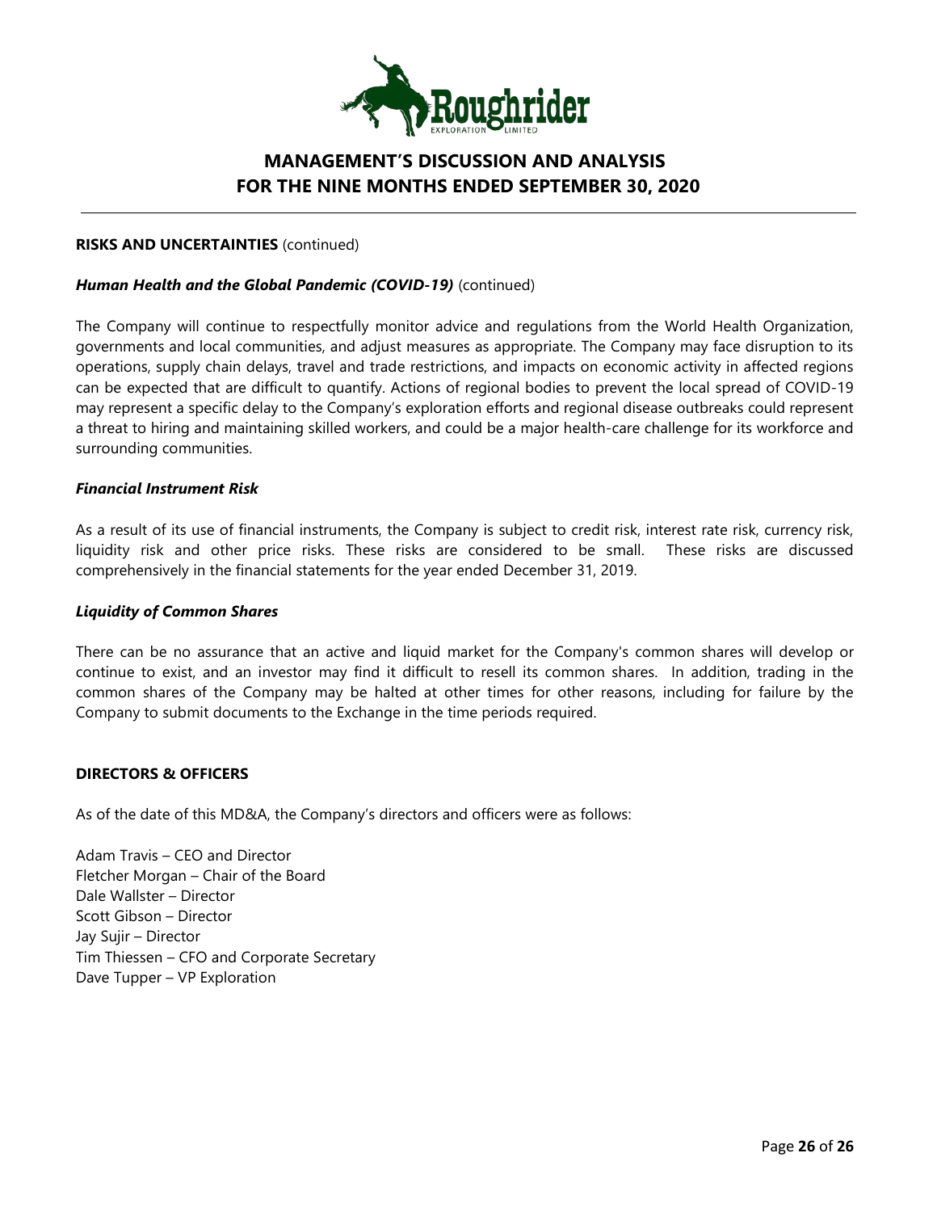**RISKS AND UNCERTAINTIES** (continued)

***Human Health and the Global Pandemic (COVID-19)*** (continued)

The Company will continue to respectfully monitor advice and regulations from the World Health Organization, governments and local communities, and adjust measures as appropriate. The Company may face disruption to its operations, supply chain delays, travel and trade restrictions, and impacts on economic activity in affected regions can be expected that are difficult to quantify. Actions of regional bodies to prevent the local spread of COVID-19 may represent a specific delay to the Company's exploration efforts and regional disease outbreaks could represent a threat to hiring and maintaining skilled workers, and could be a major health-care challenge for its workforce and surrounding communities.

***Financial Instrument Risk***

As a result of its use of financial instruments, the Company is subject to credit risk, interest rate risk, currency risk, liquidity risk and other price risks. These risks are considered to be small. These risks are discussed comprehensively in the financial statements for the year ended December 31, 2019.

***Liquidity of Common Shares***

There can be no assurance that an active and liquid market for the Company's common shares will develop or continue to exist, and an investor may find it difficult to resell its common shares. In addition, trading in the common shares of the Company may be halted at other times for other reasons, including for failure by the Company to submit documents to the Exchange in the time periods required.

**DIRECTORS & OFFICERS**

As of the date of this MD&A, the Company's directors and officers were as follows:

Adam Travis – CEO and Director
Fletcher Morgan – Chair of the Board
Dale Wallster – Director
Scott Gibson – Director
Jay Sujir – Director
Tim Thiessen – CFO and Corporate Secretary
Dave Tupper – VP Exploration